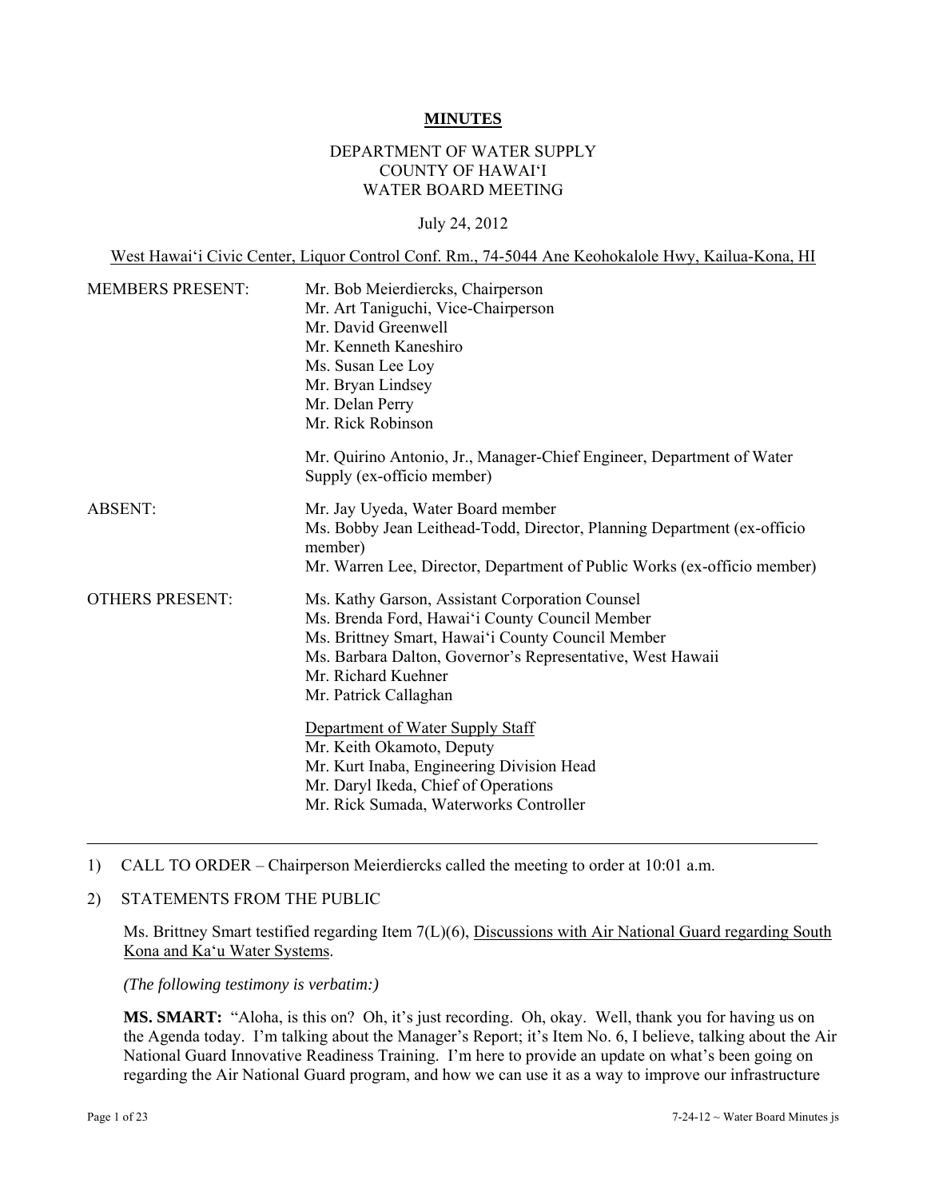**MINUTES**

DEPARTMENT OF WATER SUPPLY
COUNTY OF HAWAIʻI
WATER BOARD MEETING

July 24, 2012

West Hawaiʻi Civic Center, Liquor Control Conf. Rm., 74-5044 Ane Keohokalole Hwy, Kailua-Kona, HI

| | |
|---|---|
| MEMBERS PRESENT: | Mr. Bob Meierdiercks, Chairperson<br>Mr. Art Taniguchi, Vice-Chairperson<br>Mr. David Greenwell<br>Mr. Kenneth Kaneshiro<br>Ms. Susan Lee Loy<br>Mr. Bryan Lindsey<br>Mr. Delan Perry<br>Mr. Rick Robinson<br><br>Mr. Quirino Antonio, Jr., Manager-Chief Engineer, Department of Water Supply (ex-officio member) |
| ABSENT: | Mr. Jay Uyeda, Water Board member<br>Ms. Bobby Jean Leithead-Todd, Director, Planning Department (ex-officio member)<br>Mr. Warren Lee, Director, Department of Public Works (ex-officio member) |
| OTHERS PRESENT: | Ms. Kathy Garson, Assistant Corporation Counsel<br>Ms. Brenda Ford, Hawaiʻi County Council Member<br>Ms. Brittney Smart, Hawaiʻi County Council Member<br>Ms. Barbara Dalton, Governor's Representative, West Hawaii<br>Mr. Richard Kuehner<br>Mr. Patrick Callaghan<br><br>Department of Water Supply Staff<br>Mr. Keith Okamoto, Deputy<br>Mr. Kurt Inaba, Engineering Division Head<br>Mr. Daryl Ikeda, Chief of Operations<br>Mr. Rick Sumada, Waterworks Controller |

---

1) CALL TO ORDER – Chairperson Meierdiercks called the meeting to order at 10:01 a.m.

2) STATEMENTS FROM THE PUBLIC

Ms. Brittney Smart testified regarding Item 7(L)(6), Discussions with Air National Guard regarding South Kona and Kaʻu Water Systems.

*(The following testimony is verbatim:)*

**MS. SMART:** "Aloha, is this on? Oh, it's just recording. Oh, okay. Well, thank you for having us on the Agenda today. I'm talking about the Manager's Report; it's Item No. 6, I believe, talking about the Air National Guard Innovative Readiness Training. I'm here to provide an update on what's been going on regarding the Air National Guard program, and how we can use it as a way to improve our infrastructure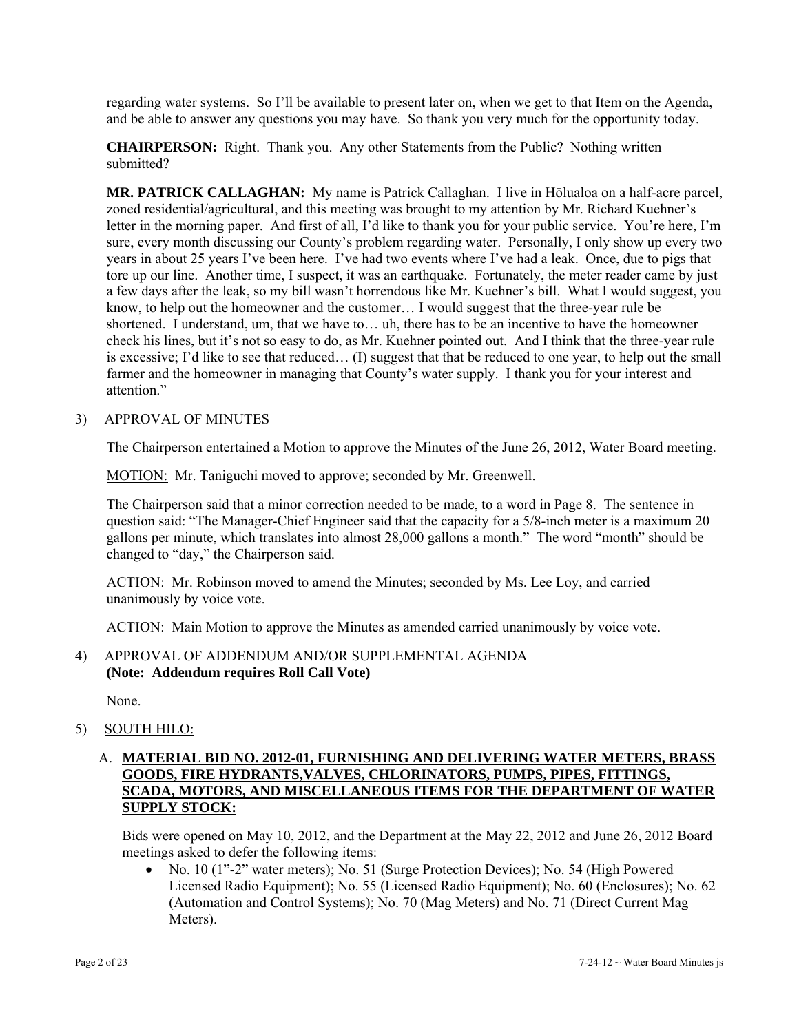regarding water systems. So I'll be available to present later on, when we get to that Item on the Agenda, and be able to answer any questions you may have. So thank you very much for the opportunity today.

**CHAIRPERSON:** Right. Thank you. Any other Statements from the Public? Nothing written submitted?

**MR. PATRICK CALLAGHAN:** My name is Patrick Callaghan. I live in Hōlualoa on a half-acre parcel, zoned residential/agricultural, and this meeting was brought to my attention by Mr. Richard Kuehner's letter in the morning paper. And first of all, I'd like to thank you for your public service. You're here, I'm sure, every month discussing our County's problem regarding water. Personally, I only show up every two years in about 25 years I've been here. I've had two events where I've had a leak. Once, due to pigs that tore up our line. Another time, I suspect, it was an earthquake. Fortunately, the meter reader came by just a few days after the leak, so my bill wasn't horrendous like Mr. Kuehner's bill. What I would suggest, you know, to help out the homeowner and the customer… I would suggest that the three-year rule be shortened. I understand, um, that we have to… uh, there has to be an incentive to have the homeowner check his lines, but it's not so easy to do, as Mr. Kuehner pointed out. And I think that the three-year rule is excessive; I'd like to see that reduced… (I) suggest that that be reduced to one year, to help out the small farmer and the homeowner in managing that County's water supply. I thank you for your interest and attention."

3) APPROVAL OF MINUTES

The Chairperson entertained a Motion to approve the Minutes of the June 26, 2012, Water Board meeting.

MOTION: Mr. Taniguchi moved to approve; seconded by Mr. Greenwell.

The Chairperson said that a minor correction needed to be made, to a word in Page 8. The sentence in question said: "The Manager-Chief Engineer said that the capacity for a 5/8-inch meter is a maximum 20 gallons per minute, which translates into almost 28,000 gallons a month." The word "month" should be changed to "day," the Chairperson said.

ACTION: Mr. Robinson moved to amend the Minutes; seconded by Ms. Lee Loy, and carried unanimously by voice vote.

ACTION: Main Motion to approve the Minutes as amended carried unanimously by voice vote.

4) APPROVAL OF ADDENDUM AND/OR SUPPLEMENTAL AGENDA
**(Note: Addendum requires Roll Call Vote)**

None.

5) SOUTH HILO:

A. **MATERIAL BID NO. 2012-01, FURNISHING AND DELIVERING WATER METERS, BRASS GOODS, FIRE HYDRANTS,VALVES, CHLORINATORS, PUMPS, PIPES, FITTINGS, SCADA, MOTORS, AND MISCELLANEOUS ITEMS FOR THE DEPARTMENT OF WATER SUPPLY STOCK:**

Bids were opened on May 10, 2012, and the Department at the May 22, 2012 and June 26, 2012 Board meetings asked to defer the following items:

- No. 10 (1"-2" water meters); No. 51 (Surge Protection Devices); No. 54 (High Powered Licensed Radio Equipment); No. 55 (Licensed Radio Equipment); No. 60 (Enclosures); No. 62 (Automation and Control Systems); No. 70 (Mag Meters) and No. 71 (Direct Current Mag Meters).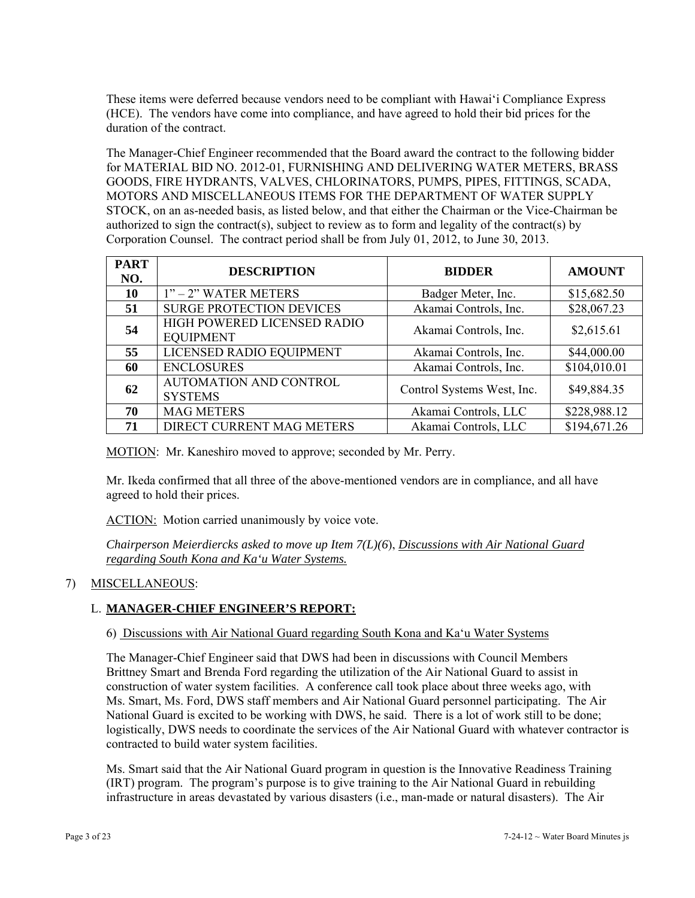These items were deferred because vendors need to be compliant with Hawai'i Compliance Express (HCE). The vendors have come into compliance, and have agreed to hold their bid prices for the duration of the contract.

The Manager-Chief Engineer recommended that the Board award the contract to the following bidder for MATERIAL BID NO. 2012-01, FURNISHING AND DELIVERING WATER METERS, BRASS GOODS, FIRE HYDRANTS, VALVES, CHLORINATORS, PUMPS, PIPES, FITTINGS, SCADA, MOTORS AND MISCELLANEOUS ITEMS FOR THE DEPARTMENT OF WATER SUPPLY STOCK, on an as-needed basis, as listed below, and that either the Chairman or the Vice-Chairman be authorized to sign the contract(s), subject to review as to form and legality of the contract(s) by Corporation Counsel. The contract period shall be from July 01, 2012, to June 30, 2013.

| PART NO. | DESCRIPTION | BIDDER | AMOUNT |
|---|---|---|---|
| 10 | 1" – 2" WATER METERS | Badger Meter, Inc. | $15,682.50 |
| 51 | SURGE PROTECTION DEVICES | Akamai Controls, Inc. | $28,067.23 |
| 54 | HIGH POWERED LICENSED RADIO EQUIPMENT | Akamai Controls, Inc. | $2,615.61 |
| 55 | LICENSED RADIO EQUIPMENT | Akamai Controls, Inc. | $44,000.00 |
| 60 | ENCLOSURES | Akamai Controls, Inc. | $104,010.01 |
| 62 | AUTOMATION AND CONTROL SYSTEMS | Control Systems West, Inc. | $49,884.35 |
| 70 | MAG METERS | Akamai Controls, LLC | $228,988.12 |
| 71 | DIRECT CURRENT MAG METERS | Akamai Controls, LLC | $194,671.26 |

MOTION: Mr. Kaneshiro moved to approve; seconded by Mr. Perry.

Mr. Ikeda confirmed that all three of the above-mentioned vendors are in compliance, and all have agreed to hold their prices.

ACTION: Motion carried unanimously by voice vote.

*Chairperson Meierdiercks asked to move up Item 7(L)(6), Discussions with Air National Guard regarding South Kona and Ka'u Water Systems.*

7) MISCELLANEOUS:

L. **MANAGER-CHIEF ENGINEER'S REPORT:**

6) Discussions with Air National Guard regarding South Kona and Ka'u Water Systems

The Manager-Chief Engineer said that DWS had been in discussions with Council Members Brittney Smart and Brenda Ford regarding the utilization of the Air National Guard to assist in construction of water system facilities. A conference call took place about three weeks ago, with Ms. Smart, Ms. Ford, DWS staff members and Air National Guard personnel participating. The Air National Guard is excited to be working with DWS, he said. There is a lot of work still to be done; logistically, DWS needs to coordinate the services of the Air National Guard with whatever contractor is contracted to build water system facilities.

Ms. Smart said that the Air National Guard program in question is the Innovative Readiness Training (IRT) program. The program's purpose is to give training to the Air National Guard in rebuilding infrastructure in areas devastated by various disasters (i.e., man-made or natural disasters). The Air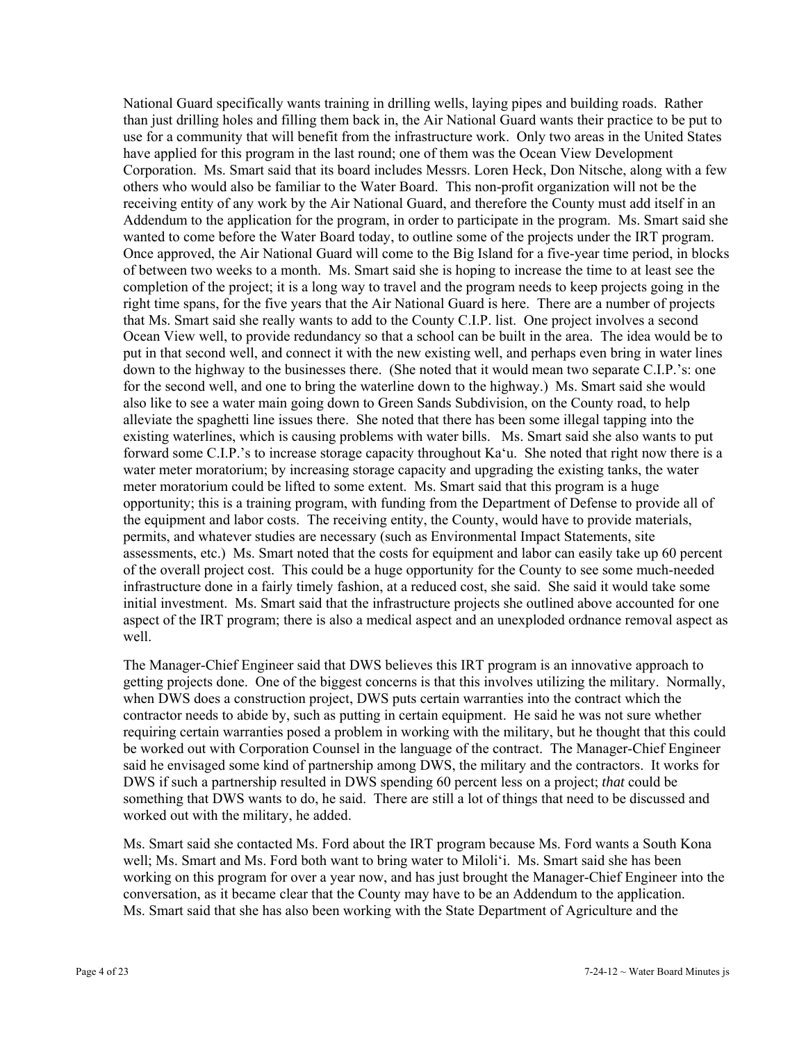National Guard specifically wants training in drilling wells, laying pipes and building roads. Rather than just drilling holes and filling them back in, the Air National Guard wants their practice to be put to use for a community that will benefit from the infrastructure work. Only two areas in the United States have applied for this program in the last round; one of them was the Ocean View Development Corporation. Ms. Smart said that its board includes Messrs. Loren Heck, Don Nitsche, along with a few others who would also be familiar to the Water Board. This non-profit organization will not be the receiving entity of any work by the Air National Guard, and therefore the County must add itself in an Addendum to the application for the program, in order to participate in the program. Ms. Smart said she wanted to come before the Water Board today, to outline some of the projects under the IRT program. Once approved, the Air National Guard will come to the Big Island for a five-year time period, in blocks of between two weeks to a month. Ms. Smart said she is hoping to increase the time to at least see the completion of the project; it is a long way to travel and the program needs to keep projects going in the right time spans, for the five years that the Air National Guard is here. There are a number of projects that Ms. Smart said she really wants to add to the County C.I.P. list. One project involves a second Ocean View well, to provide redundancy so that a school can be built in the area. The idea would be to put in that second well, and connect it with the new existing well, and perhaps even bring in water lines down to the highway to the businesses there. (She noted that it would mean two separate C.I.P.'s: one for the second well, and one to bring the waterline down to the highway.) Ms. Smart said she would also like to see a water main going down to Green Sands Subdivision, on the County road, to help alleviate the spaghetti line issues there. She noted that there has been some illegal tapping into the existing waterlines, which is causing problems with water bills. Ms. Smart said she also wants to put forward some C.I.P.'s to increase storage capacity throughout Ka'u. She noted that right now there is a water meter moratorium; by increasing storage capacity and upgrading the existing tanks, the water meter moratorium could be lifted to some extent. Ms. Smart said that this program is a huge opportunity; this is a training program, with funding from the Department of Defense to provide all of the equipment and labor costs. The receiving entity, the County, would have to provide materials, permits, and whatever studies are necessary (such as Environmental Impact Statements, site assessments, etc.) Ms. Smart noted that the costs for equipment and labor can easily take up 60 percent of the overall project cost. This could be a huge opportunity for the County to see some much-needed infrastructure done in a fairly timely fashion, at a reduced cost, she said. She said it would take some initial investment. Ms. Smart said that the infrastructure projects she outlined above accounted for one aspect of the IRT program; there is also a medical aspect and an unexploded ordnance removal aspect as well.

The Manager-Chief Engineer said that DWS believes this IRT program is an innovative approach to getting projects done. One of the biggest concerns is that this involves utilizing the military. Normally, when DWS does a construction project, DWS puts certain warranties into the contract which the contractor needs to abide by, such as putting in certain equipment. He said he was not sure whether requiring certain warranties posed a problem in working with the military, but he thought that this could be worked out with Corporation Counsel in the language of the contract. The Manager-Chief Engineer said he envisaged some kind of partnership among DWS, the military and the contractors. It works for DWS if such a partnership resulted in DWS spending 60 percent less on a project; *that* could be something that DWS wants to do, he said. There are still a lot of things that need to be discussed and worked out with the military, he added.

Ms. Smart said she contacted Ms. Ford about the IRT program because Ms. Ford wants a South Kona well; Ms. Smart and Ms. Ford both want to bring water to Miloli'i. Ms. Smart said she has been working on this program for over a year now, and has just brought the Manager-Chief Engineer into the conversation, as it became clear that the County may have to be an Addendum to the application. Ms. Smart said that she has also been working with the State Department of Agriculture and the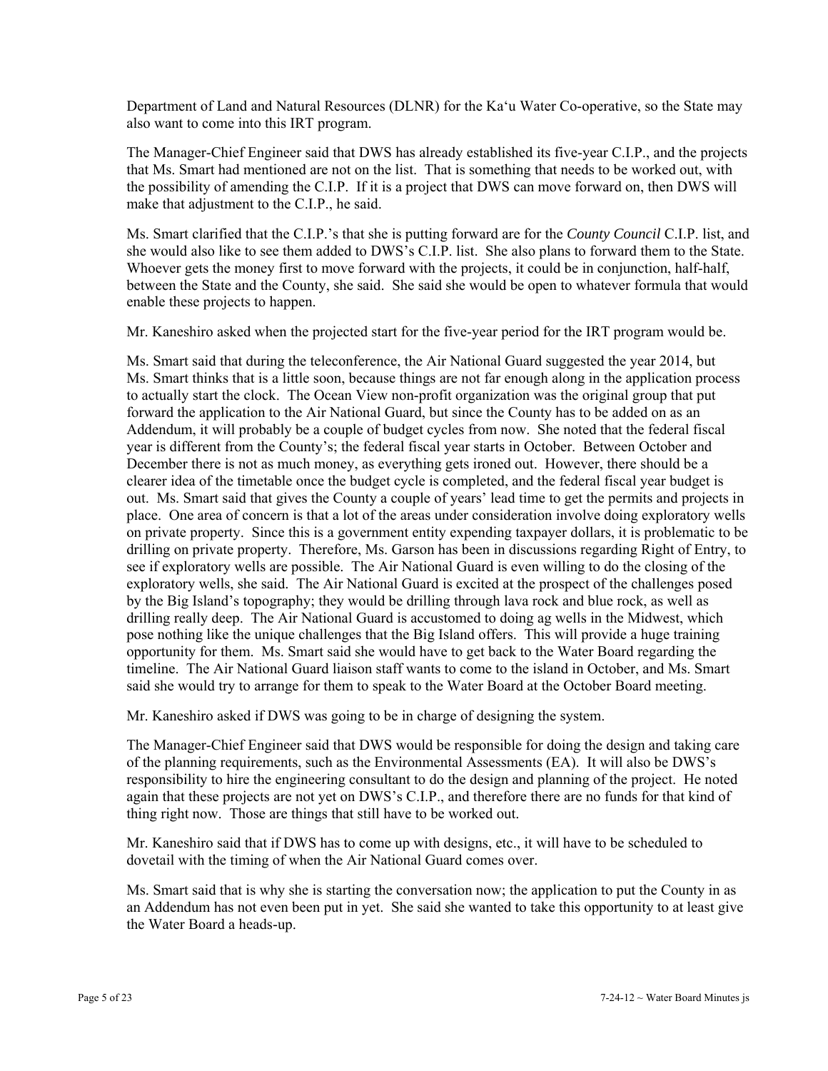Department of Land and Natural Resources (DLNR) for the Ka'u Water Co-operative, so the State may also want to come into this IRT program.

The Manager-Chief Engineer said that DWS has already established its five-year C.I.P., and the projects that Ms. Smart had mentioned are not on the list. That is something that needs to be worked out, with the possibility of amending the C.I.P. If it is a project that DWS can move forward on, then DWS will make that adjustment to the C.I.P., he said.

Ms. Smart clarified that the C.I.P.'s that she is putting forward are for the *County Council* C.I.P. list, and she would also like to see them added to DWS's C.I.P. list. She also plans to forward them to the State. Whoever gets the money first to move forward with the projects, it could be in conjunction, half-half, between the State and the County, she said. She said she would be open to whatever formula that would enable these projects to happen.

Mr. Kaneshiro asked when the projected start for the five-year period for the IRT program would be.

Ms. Smart said that during the teleconference, the Air National Guard suggested the year 2014, but Ms. Smart thinks that is a little soon, because things are not far enough along in the application process to actually start the clock. The Ocean View non-profit organization was the original group that put forward the application to the Air National Guard, but since the County has to be added on as an Addendum, it will probably be a couple of budget cycles from now. She noted that the federal fiscal year is different from the County's; the federal fiscal year starts in October. Between October and December there is not as much money, as everything gets ironed out. However, there should be a clearer idea of the timetable once the budget cycle is completed, and the federal fiscal year budget is out. Ms. Smart said that gives the County a couple of years' lead time to get the permits and projects in place. One area of concern is that a lot of the areas under consideration involve doing exploratory wells on private property. Since this is a government entity expending taxpayer dollars, it is problematic to be drilling on private property. Therefore, Ms. Garson has been in discussions regarding Right of Entry, to see if exploratory wells are possible. The Air National Guard is even willing to do the closing of the exploratory wells, she said. The Air National Guard is excited at the prospect of the challenges posed by the Big Island's topography; they would be drilling through lava rock and blue rock, as well as drilling really deep. The Air National Guard is accustomed to doing ag wells in the Midwest, which pose nothing like the unique challenges that the Big Island offers. This will provide a huge training opportunity for them. Ms. Smart said she would have to get back to the Water Board regarding the timeline. The Air National Guard liaison staff wants to come to the island in October, and Ms. Smart said she would try to arrange for them to speak to the Water Board at the October Board meeting.

Mr. Kaneshiro asked if DWS was going to be in charge of designing the system.

The Manager-Chief Engineer said that DWS would be responsible for doing the design and taking care of the planning requirements, such as the Environmental Assessments (EA). It will also be DWS's responsibility to hire the engineering consultant to do the design and planning of the project. He noted again that these projects are not yet on DWS's C.I.P., and therefore there are no funds for that kind of thing right now. Those are things that still have to be worked out.

Mr. Kaneshiro said that if DWS has to come up with designs, etc., it will have to be scheduled to dovetail with the timing of when the Air National Guard comes over.

Ms. Smart said that is why she is starting the conversation now; the application to put the County in as an Addendum has not even been put in yet. She said she wanted to take this opportunity to at least give the Water Board a heads-up.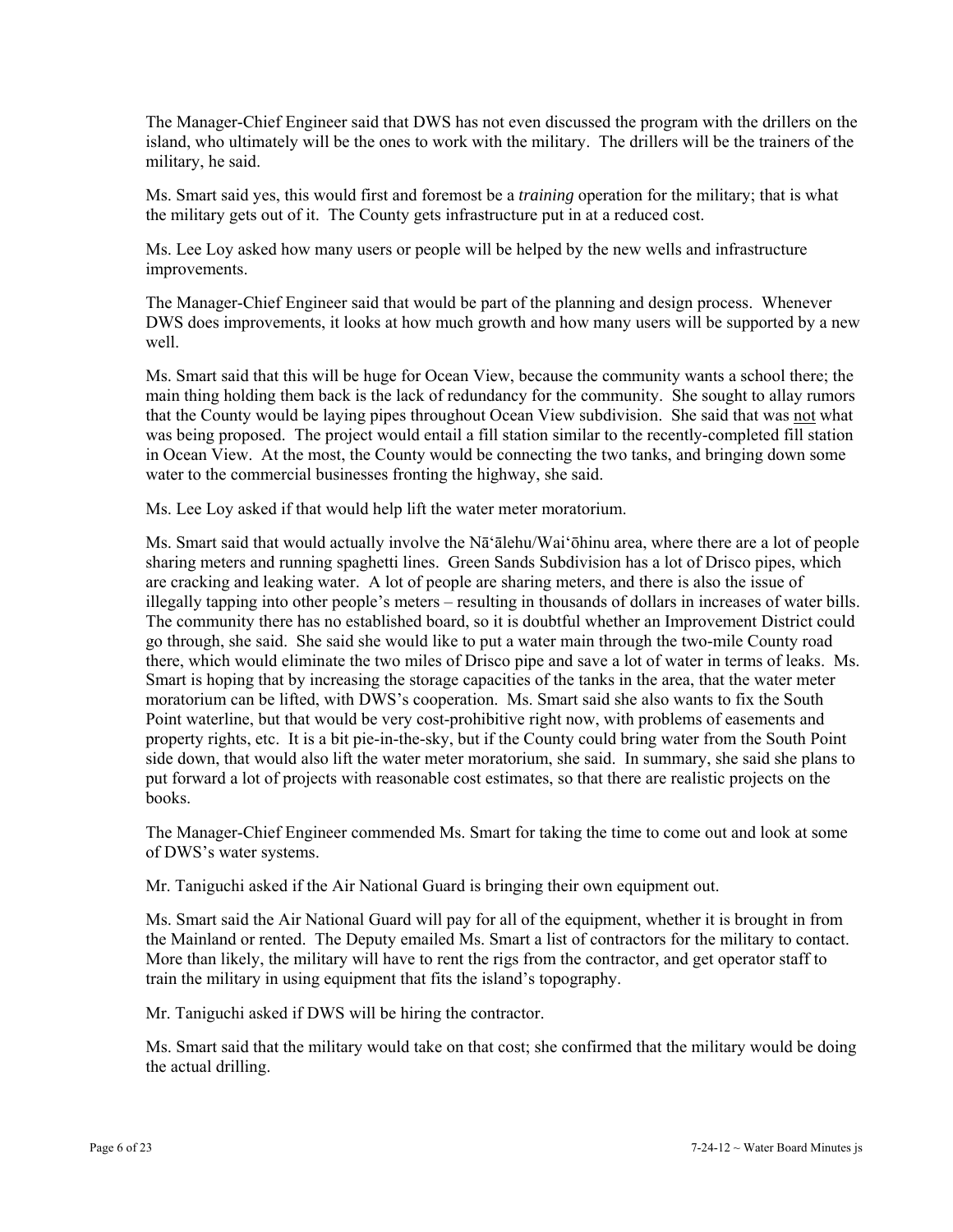The Manager-Chief Engineer said that DWS has not even discussed the program with the drillers on the island, who ultimately will be the ones to work with the military. The drillers will be the trainers of the military, he said.

Ms. Smart said yes, this would first and foremost be a *training* operation for the military; that is what the military gets out of it. The County gets infrastructure put in at a reduced cost.

Ms. Lee Loy asked how many users or people will be helped by the new wells and infrastructure improvements.

The Manager-Chief Engineer said that would be part of the planning and design process. Whenever DWS does improvements, it looks at how much growth and how many users will be supported by a new well.

Ms. Smart said that this will be huge for Ocean View, because the community wants a school there; the main thing holding them back is the lack of redundancy for the community. She sought to allay rumors that the County would be laying pipes throughout Ocean View subdivision. She said that was not what was being proposed. The project would entail a fill station similar to the recently-completed fill station in Ocean View. At the most, the County would be connecting the two tanks, and bringing down some water to the commercial businesses fronting the highway, she said.

Ms. Lee Loy asked if that would help lift the water meter moratorium.

Ms. Smart said that would actually involve the Nāʻālehu/Waiʻōhinu area, where there are a lot of people sharing meters and running spaghetti lines. Green Sands Subdivision has a lot of Drisco pipes, which are cracking and leaking water. A lot of people are sharing meters, and there is also the issue of illegally tapping into other people's meters – resulting in thousands of dollars in increases of water bills. The community there has no established board, so it is doubtful whether an Improvement District could go through, she said. She said she would like to put a water main through the two-mile County road there, which would eliminate the two miles of Drisco pipe and save a lot of water in terms of leaks. Ms. Smart is hoping that by increasing the storage capacities of the tanks in the area, that the water meter moratorium can be lifted, with DWS's cooperation. Ms. Smart said she also wants to fix the South Point waterline, but that would be very cost-prohibitive right now, with problems of easements and property rights, etc. It is a bit pie-in-the-sky, but if the County could bring water from the South Point side down, that would also lift the water meter moratorium, she said. In summary, she said she plans to put forward a lot of projects with reasonable cost estimates, so that there are realistic projects on the books.

The Manager-Chief Engineer commended Ms. Smart for taking the time to come out and look at some of DWS's water systems.

Mr. Taniguchi asked if the Air National Guard is bringing their own equipment out.

Ms. Smart said the Air National Guard will pay for all of the equipment, whether it is brought in from the Mainland or rented. The Deputy emailed Ms. Smart a list of contractors for the military to contact. More than likely, the military will have to rent the rigs from the contractor, and get operator staff to train the military in using equipment that fits the island's topography.

Mr. Taniguchi asked if DWS will be hiring the contractor.

Ms. Smart said that the military would take on that cost; she confirmed that the military would be doing the actual drilling.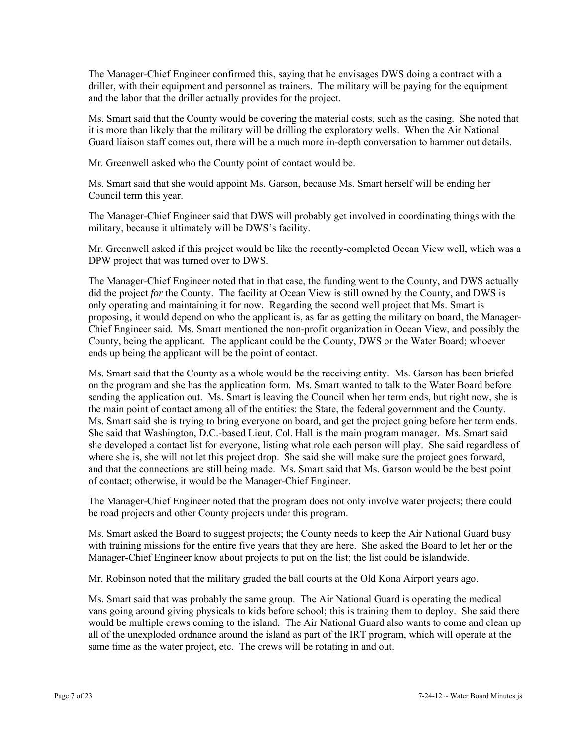The Manager-Chief Engineer confirmed this, saying that he envisages DWS doing a contract with a driller, with their equipment and personnel as trainers. The military will be paying for the equipment and the labor that the driller actually provides for the project.

Ms. Smart said that the County would be covering the material costs, such as the casing. She noted that it is more than likely that the military will be drilling the exploratory wells. When the Air National Guard liaison staff comes out, there will be a much more in-depth conversation to hammer out details.

Mr. Greenwell asked who the County point of contact would be.

Ms. Smart said that she would appoint Ms. Garson, because Ms. Smart herself will be ending her Council term this year.

The Manager-Chief Engineer said that DWS will probably get involved in coordinating things with the military, because it ultimately will be DWS's facility.

Mr. Greenwell asked if this project would be like the recently-completed Ocean View well, which was a DPW project that was turned over to DWS.

The Manager-Chief Engineer noted that in that case, the funding went to the County, and DWS actually did the project *for* the County. The facility at Ocean View is still owned by the County, and DWS is only operating and maintaining it for now. Regarding the second well project that Ms. Smart is proposing, it would depend on who the applicant is, as far as getting the military on board, the Manager-Chief Engineer said. Ms. Smart mentioned the non-profit organization in Ocean View, and possibly the County, being the applicant. The applicant could be the County, DWS or the Water Board; whoever ends up being the applicant will be the point of contact.

Ms. Smart said that the County as a whole would be the receiving entity. Ms. Garson has been briefed on the program and she has the application form. Ms. Smart wanted to talk to the Water Board before sending the application out. Ms. Smart is leaving the Council when her term ends, but right now, she is the main point of contact among all of the entities: the State, the federal government and the County. Ms. Smart said she is trying to bring everyone on board, and get the project going before her term ends. She said that Washington, D.C.-based Lieut. Col. Hall is the main program manager. Ms. Smart said she developed a contact list for everyone, listing what role each person will play. She said regardless of where she is, she will not let this project drop. She said she will make sure the project goes forward, and that the connections are still being made. Ms. Smart said that Ms. Garson would be the best point of contact; otherwise, it would be the Manager-Chief Engineer.

The Manager-Chief Engineer noted that the program does not only involve water projects; there could be road projects and other County projects under this program.

Ms. Smart asked the Board to suggest projects; the County needs to keep the Air National Guard busy with training missions for the entire five years that they are here. She asked the Board to let her or the Manager-Chief Engineer know about projects to put on the list; the list could be islandwide.

Mr. Robinson noted that the military graded the ball courts at the Old Kona Airport years ago.

Ms. Smart said that was probably the same group. The Air National Guard is operating the medical vans going around giving physicals to kids before school; this is training them to deploy. She said there would be multiple crews coming to the island. The Air National Guard also wants to come and clean up all of the unexploded ordnance around the island as part of the IRT program, which will operate at the same time as the water project, etc. The crews will be rotating in and out.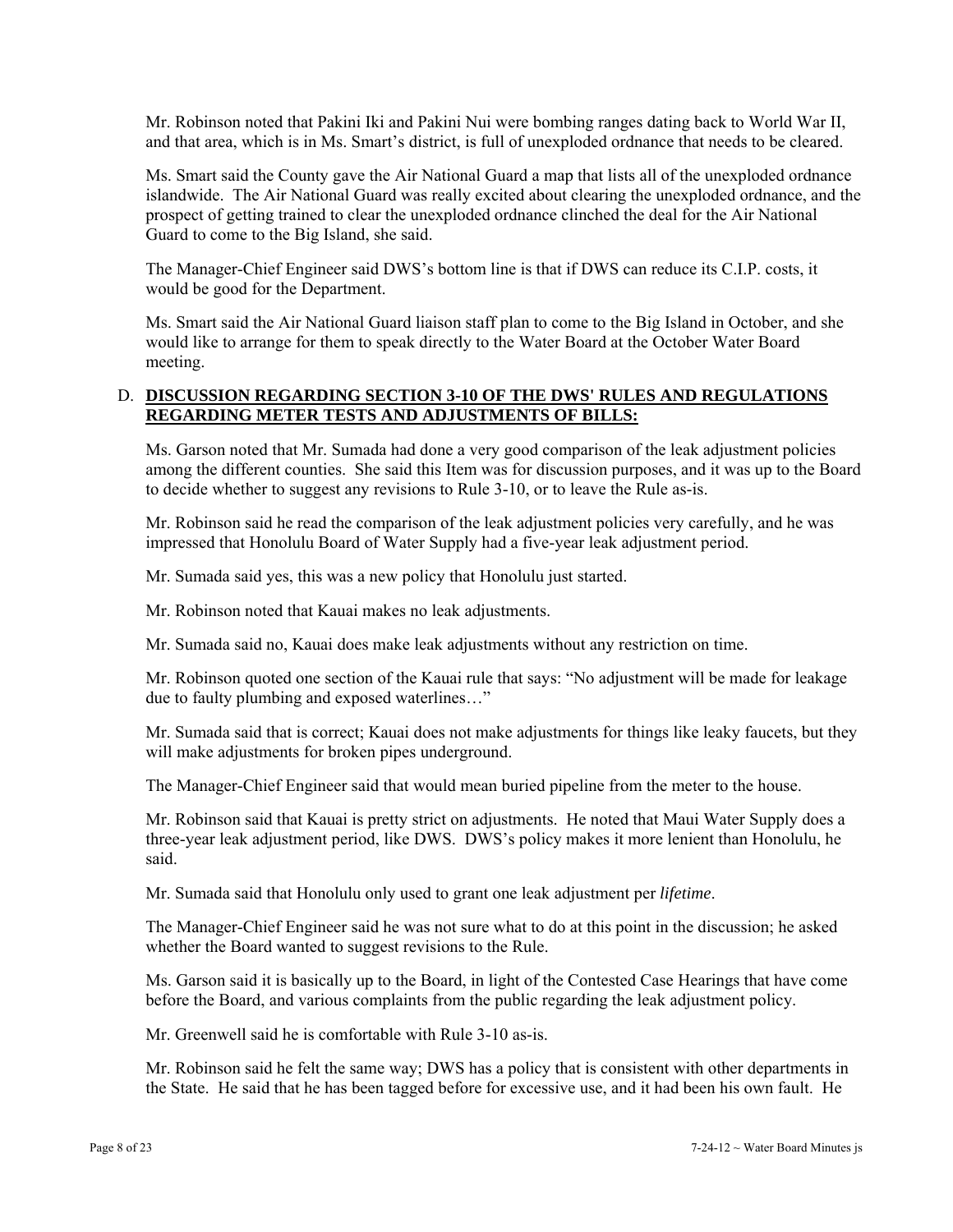Mr. Robinson noted that Pakini Iki and Pakini Nui were bombing ranges dating back to World War II, and that area, which is in Ms. Smart's district, is full of unexploded ordnance that needs to be cleared.

Ms. Smart said the County gave the Air National Guard a map that lists all of the unexploded ordnance islandwide. The Air National Guard was really excited about clearing the unexploded ordnance, and the prospect of getting trained to clear the unexploded ordnance clinched the deal for the Air National Guard to come to the Big Island, she said.

The Manager-Chief Engineer said DWS's bottom line is that if DWS can reduce its C.I.P. costs, it would be good for the Department.

Ms. Smart said the Air National Guard liaison staff plan to come to the Big Island in October, and she would like to arrange for them to speak directly to the Water Board at the October Water Board meeting.

D. **DISCUSSION REGARDING SECTION 3-10 OF THE DWS' RULES AND REGULATIONS REGARDING METER TESTS AND ADJUSTMENTS OF BILLS:**

Ms. Garson noted that Mr. Sumada had done a very good comparison of the leak adjustment policies among the different counties. She said this Item was for discussion purposes, and it was up to the Board to decide whether to suggest any revisions to Rule 3-10, or to leave the Rule as-is.

Mr. Robinson said he read the comparison of the leak adjustment policies very carefully, and he was impressed that Honolulu Board of Water Supply had a five-year leak adjustment period.

Mr. Sumada said yes, this was a new policy that Honolulu just started.

Mr. Robinson noted that Kauai makes no leak adjustments.

Mr. Sumada said no, Kauai does make leak adjustments without any restriction on time.

Mr. Robinson quoted one section of the Kauai rule that says: "No adjustment will be made for leakage due to faulty plumbing and exposed waterlines…"

Mr. Sumada said that is correct; Kauai does not make adjustments for things like leaky faucets, but they will make adjustments for broken pipes underground.

The Manager-Chief Engineer said that would mean buried pipeline from the meter to the house.

Mr. Robinson said that Kauai is pretty strict on adjustments. He noted that Maui Water Supply does a three-year leak adjustment period, like DWS. DWS's policy makes it more lenient than Honolulu, he said.

Mr. Sumada said that Honolulu only used to grant one leak adjustment per *lifetime*.

The Manager-Chief Engineer said he was not sure what to do at this point in the discussion; he asked whether the Board wanted to suggest revisions to the Rule.

Ms. Garson said it is basically up to the Board, in light of the Contested Case Hearings that have come before the Board, and various complaints from the public regarding the leak adjustment policy.

Mr. Greenwell said he is comfortable with Rule 3-10 as-is.

Mr. Robinson said he felt the same way; DWS has a policy that is consistent with other departments in the State. He said that he has been tagged before for excessive use, and it had been his own fault. He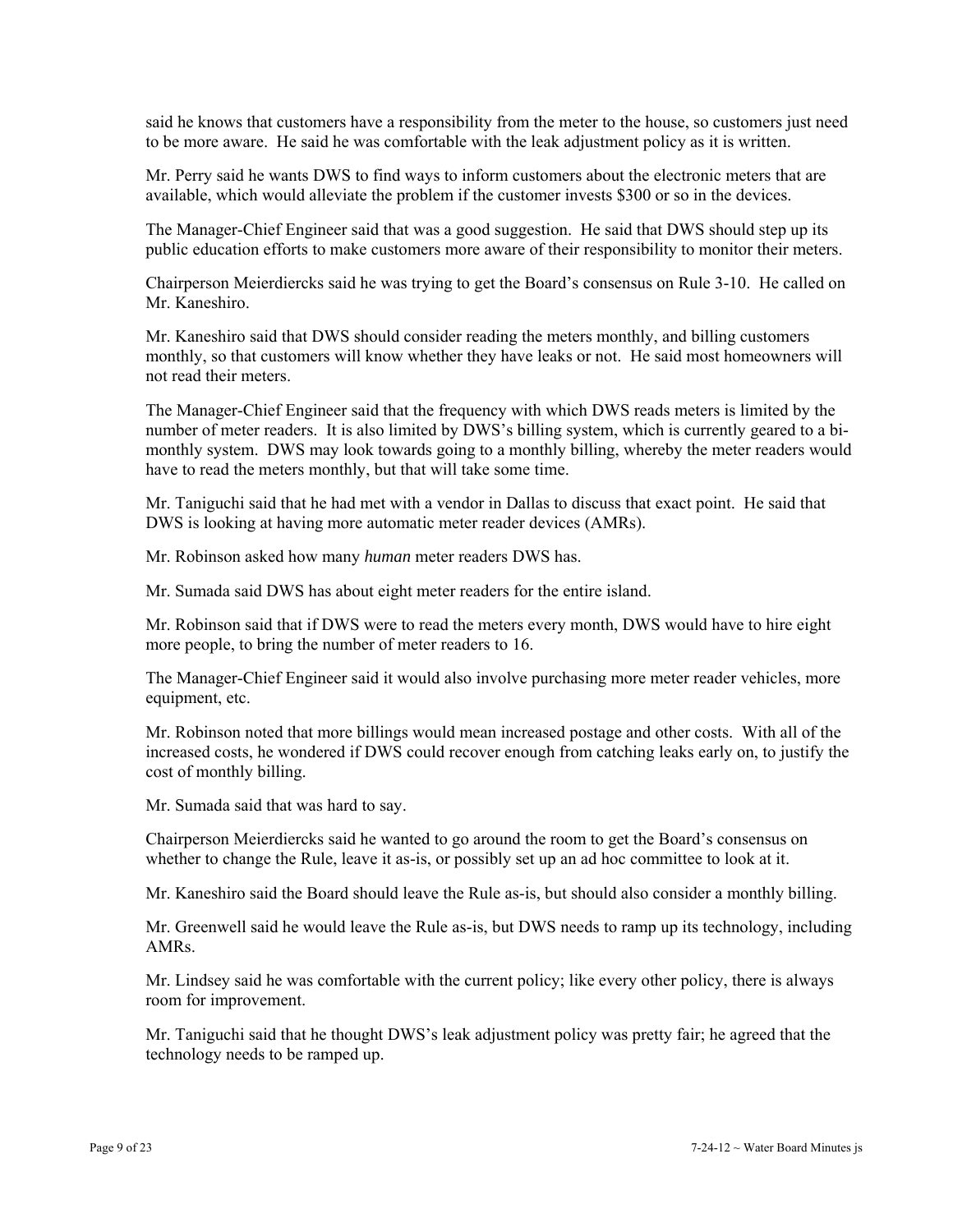said he knows that customers have a responsibility from the meter to the house, so customers just need to be more aware. He said he was comfortable with the leak adjustment policy as it is written.

Mr. Perry said he wants DWS to find ways to inform customers about the electronic meters that are available, which would alleviate the problem if the customer invests $300 or so in the devices.

The Manager-Chief Engineer said that was a good suggestion. He said that DWS should step up its public education efforts to make customers more aware of their responsibility to monitor their meters.

Chairperson Meierdiercks said he was trying to get the Board's consensus on Rule 3-10. He called on Mr. Kaneshiro.

Mr. Kaneshiro said that DWS should consider reading the meters monthly, and billing customers monthly, so that customers will know whether they have leaks or not. He said most homeowners will not read their meters.

The Manager-Chief Engineer said that the frequency with which DWS reads meters is limited by the number of meter readers. It is also limited by DWS's billing system, which is currently geared to a bi-monthly system. DWS may look towards going to a monthly billing, whereby the meter readers would have to read the meters monthly, but that will take some time.

Mr. Taniguchi said that he had met with a vendor in Dallas to discuss that exact point. He said that DWS is looking at having more automatic meter reader devices (AMRs).

Mr. Robinson asked how many *human* meter readers DWS has.

Mr. Sumada said DWS has about eight meter readers for the entire island.

Mr. Robinson said that if DWS were to read the meters every month, DWS would have to hire eight more people, to bring the number of meter readers to 16.

The Manager-Chief Engineer said it would also involve purchasing more meter reader vehicles, more equipment, etc.

Mr. Robinson noted that more billings would mean increased postage and other costs. With all of the increased costs, he wondered if DWS could recover enough from catching leaks early on, to justify the cost of monthly billing.

Mr. Sumada said that was hard to say.

Chairperson Meierdiercks said he wanted to go around the room to get the Board's consensus on whether to change the Rule, leave it as-is, or possibly set up an ad hoc committee to look at it.

Mr. Kaneshiro said the Board should leave the Rule as-is, but should also consider a monthly billing.

Mr. Greenwell said he would leave the Rule as-is, but DWS needs to ramp up its technology, including AMRs.

Mr. Lindsey said he was comfortable with the current policy; like every other policy, there is always room for improvement.

Mr. Taniguchi said that he thought DWS's leak adjustment policy was pretty fair; he agreed that the technology needs to be ramped up.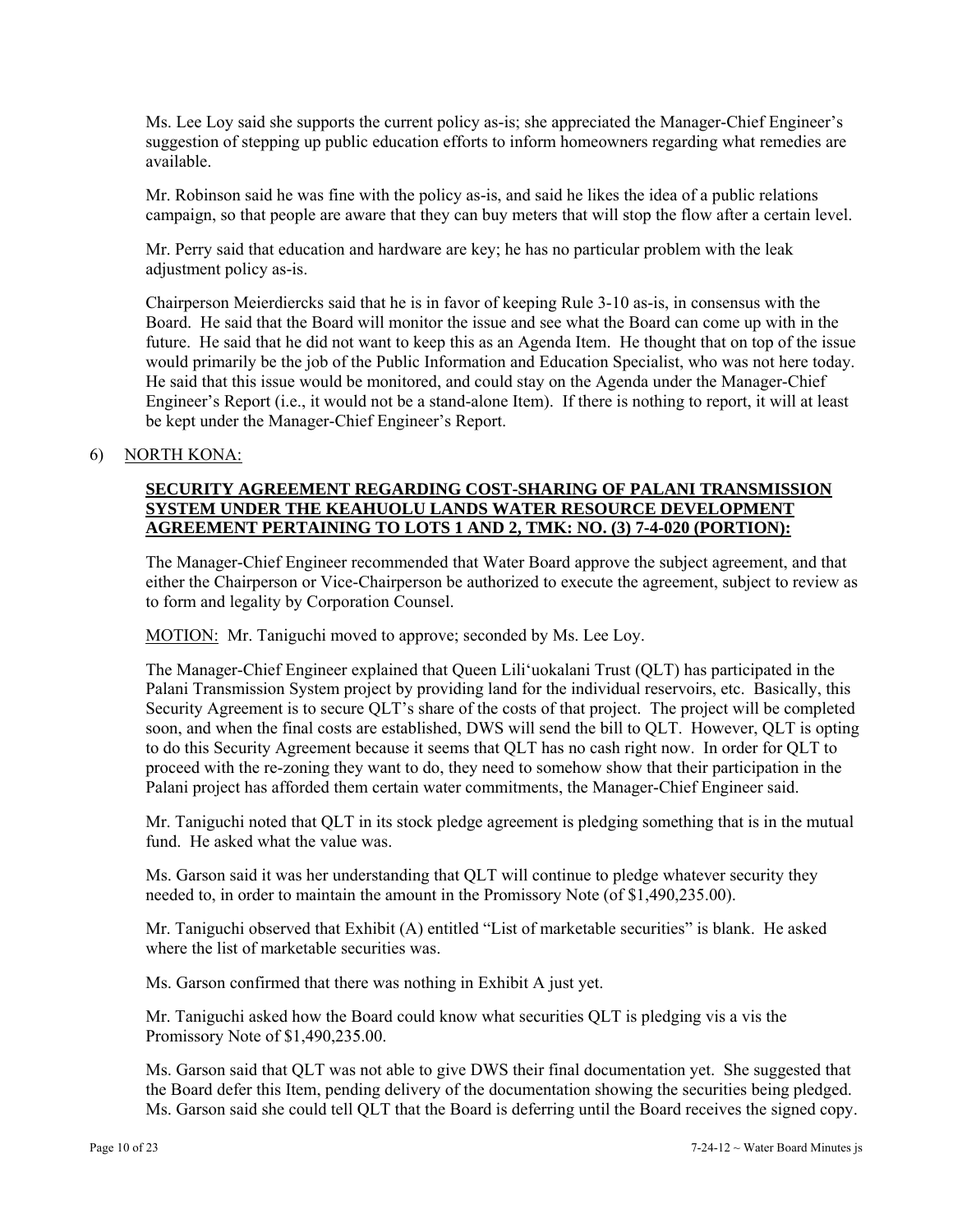Ms. Lee Loy said she supports the current policy as-is; she appreciated the Manager-Chief Engineer's suggestion of stepping up public education efforts to inform homeowners regarding what remedies are available.

Mr. Robinson said he was fine with the policy as-is, and said he likes the idea of a public relations campaign, so that people are aware that they can buy meters that will stop the flow after a certain level.

Mr. Perry said that education and hardware are key; he has no particular problem with the leak adjustment policy as-is.

Chairperson Meierdiercks said that he is in favor of keeping Rule 3-10 as-is, in consensus with the Board. He said that the Board will monitor the issue and see what the Board can come up with in the future. He said that he did not want to keep this as an Agenda Item. He thought that on top of the issue would primarily be the job of the Public Information and Education Specialist, who was not here today. He said that this issue would be monitored, and could stay on the Agenda under the Manager-Chief Engineer's Report (i.e., it would not be a stand-alone Item). If there is nothing to report, it will at least be kept under the Manager-Chief Engineer's Report.

6) NORTH KONA:

**SECURITY AGREEMENT REGARDING COST-SHARING OF PALANI TRANSMISSION SYSTEM UNDER THE KEAHUOLU LANDS WATER RESOURCE DEVELOPMENT AGREEMENT PERTAINING TO LOTS 1 AND 2, TMK: NO. (3) 7-4-020 (PORTION):**

The Manager-Chief Engineer recommended that Water Board approve the subject agreement, and that either the Chairperson or Vice-Chairperson be authorized to execute the agreement, subject to review as to form and legality by Corporation Counsel.

MOTION: Mr. Taniguchi moved to approve; seconded by Ms. Lee Loy.

The Manager-Chief Engineer explained that Queen Lili'uokalani Trust (QLT) has participated in the Palani Transmission System project by providing land for the individual reservoirs, etc. Basically, this Security Agreement is to secure QLT's share of the costs of that project. The project will be completed soon, and when the final costs are established, DWS will send the bill to QLT. However, QLT is opting to do this Security Agreement because it seems that QLT has no cash right now. In order for QLT to proceed with the re-zoning they want to do, they need to somehow show that their participation in the Palani project has afforded them certain water commitments, the Manager-Chief Engineer said.

Mr. Taniguchi noted that QLT in its stock pledge agreement is pledging something that is in the mutual fund. He asked what the value was.

Ms. Garson said it was her understanding that QLT will continue to pledge whatever security they needed to, in order to maintain the amount in the Promissory Note (of $1,490,235.00).

Mr. Taniguchi observed that Exhibit (A) entitled "List of marketable securities" is blank. He asked where the list of marketable securities was.

Ms. Garson confirmed that there was nothing in Exhibit A just yet.

Mr. Taniguchi asked how the Board could know what securities QLT is pledging vis a vis the Promissory Note of $1,490,235.00.

Ms. Garson said that QLT was not able to give DWS their final documentation yet. She suggested that the Board defer this Item, pending delivery of the documentation showing the securities being pledged. Ms. Garson said she could tell QLT that the Board is deferring until the Board receives the signed copy.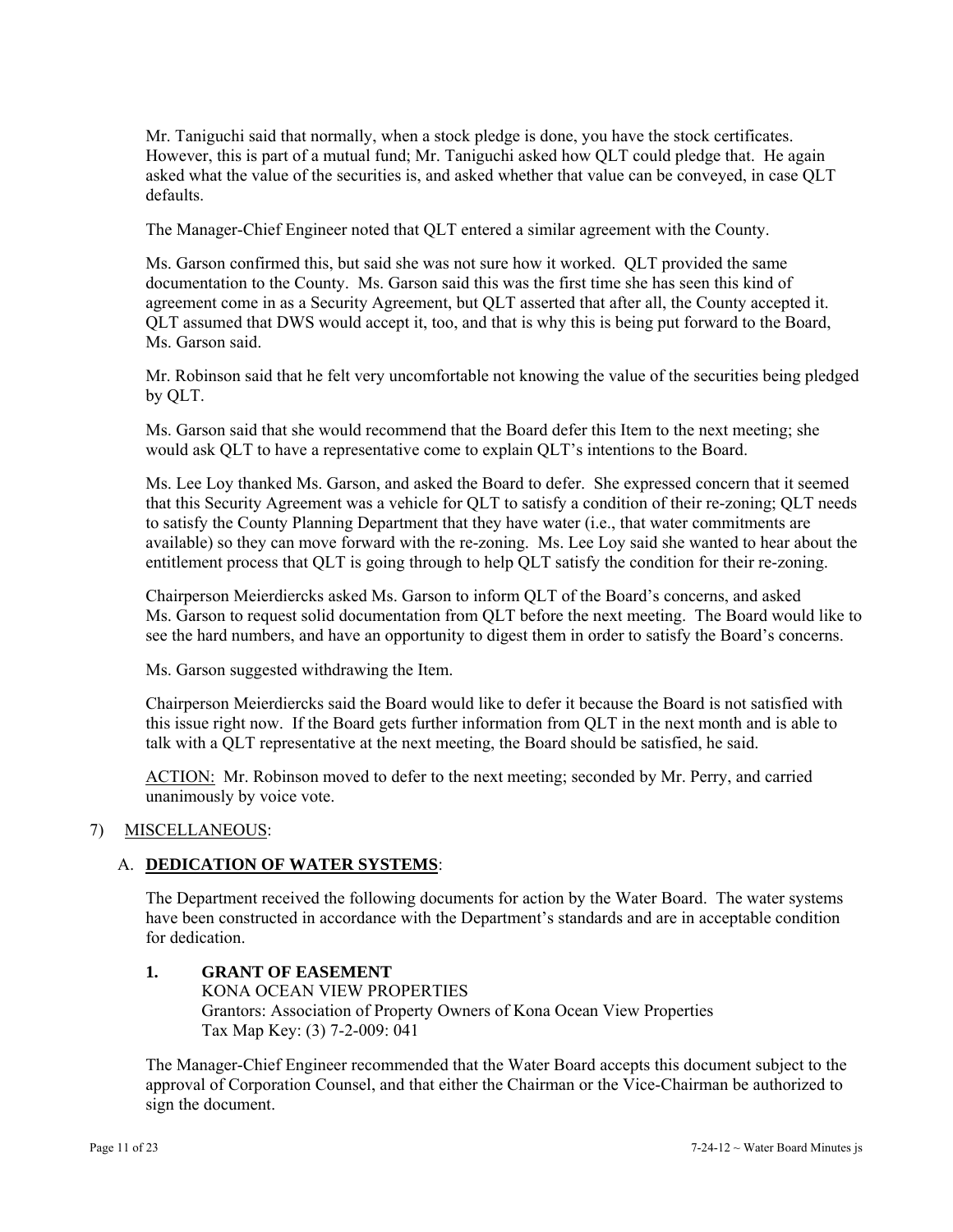Mr. Taniguchi said that normally, when a stock pledge is done, you have the stock certificates. However, this is part of a mutual fund; Mr. Taniguchi asked how QLT could pledge that. He again asked what the value of the securities is, and asked whether that value can be conveyed, in case QLT defaults.

The Manager-Chief Engineer noted that QLT entered a similar agreement with the County.

Ms. Garson confirmed this, but said she was not sure how it worked. QLT provided the same documentation to the County. Ms. Garson said this was the first time she has seen this kind of agreement come in as a Security Agreement, but QLT asserted that after all, the County accepted it. QLT assumed that DWS would accept it, too, and that is why this is being put forward to the Board, Ms. Garson said.

Mr. Robinson said that he felt very uncomfortable not knowing the value of the securities being pledged by QLT.

Ms. Garson said that she would recommend that the Board defer this Item to the next meeting; she would ask QLT to have a representative come to explain QLT's intentions to the Board.

Ms. Lee Loy thanked Ms. Garson, and asked the Board to defer. She expressed concern that it seemed that this Security Agreement was a vehicle for QLT to satisfy a condition of their re-zoning; QLT needs to satisfy the County Planning Department that they have water (i.e., that water commitments are available) so they can move forward with the re-zoning. Ms. Lee Loy said she wanted to hear about the entitlement process that QLT is going through to help QLT satisfy the condition for their re-zoning.

Chairperson Meierdiercks asked Ms. Garson to inform QLT of the Board's concerns, and asked Ms. Garson to request solid documentation from QLT before the next meeting. The Board would like to see the hard numbers, and have an opportunity to digest them in order to satisfy the Board's concerns.

Ms. Garson suggested withdrawing the Item.

Chairperson Meierdiercks said the Board would like to defer it because the Board is not satisfied with this issue right now. If the Board gets further information from QLT in the next month and is able to talk with a QLT representative at the next meeting, the Board should be satisfied, he said.

ACTION: Mr. Robinson moved to defer to the next meeting; seconded by Mr. Perry, and carried unanimously by voice vote.

7) MISCELLANEOUS:

A. **DEDICATION OF WATER SYSTEMS**:

The Department received the following documents for action by the Water Board. The water systems have been constructed in accordance with the Department's standards and are in acceptable condition for dedication.

**1. GRANT OF EASEMENT**
KONA OCEAN VIEW PROPERTIES
Grantors: Association of Property Owners of Kona Ocean View Properties
Tax Map Key: (3) 7-2-009: 041

The Manager-Chief Engineer recommended that the Water Board accepts this document subject to the approval of Corporation Counsel, and that either the Chairman or the Vice-Chairman be authorized to sign the document.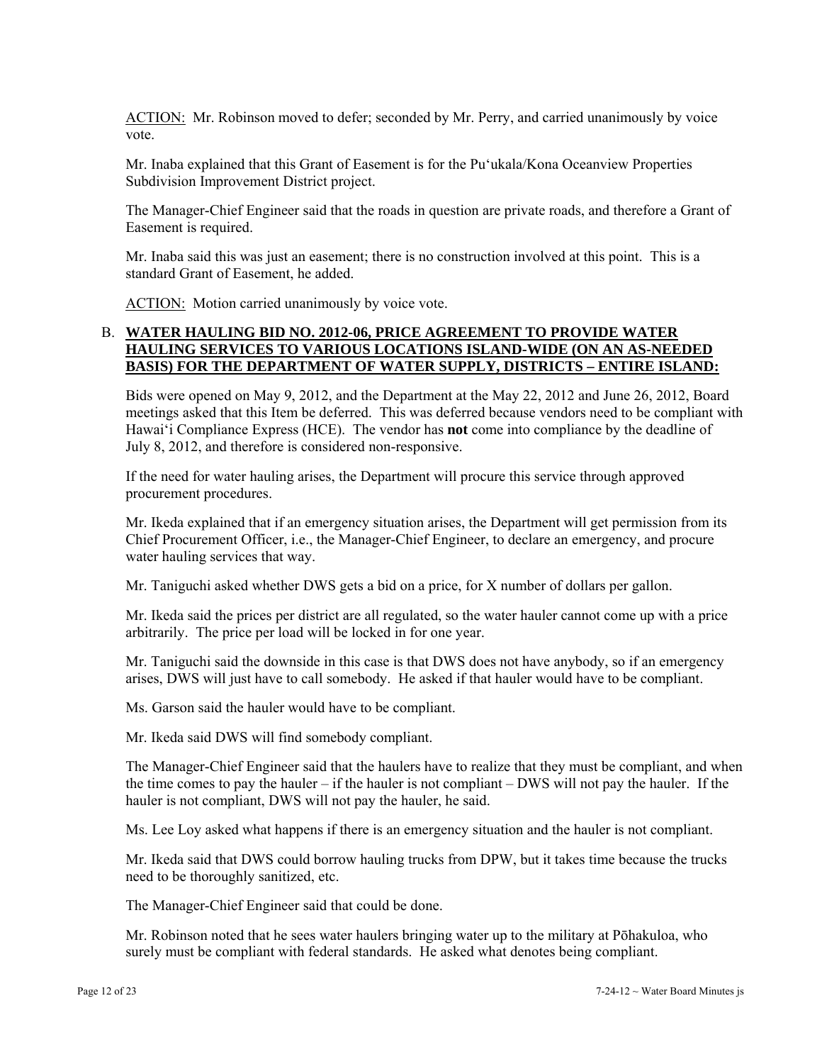ACTION: Mr. Robinson moved to defer; seconded by Mr. Perry, and carried unanimously by voice vote.

Mr. Inaba explained that this Grant of Easement is for the Pu‘ukala/Kona Oceanview Properties Subdivision Improvement District project.

The Manager-Chief Engineer said that the roads in question are private roads, and therefore a Grant of Easement is required.

Mr. Inaba said this was just an easement; there is no construction involved at this point. This is a standard Grant of Easement, he added.

ACTION: Motion carried unanimously by voice vote.

B. **WATER HAULING BID NO. 2012-06, PRICE AGREEMENT TO PROVIDE WATER HAULING SERVICES TO VARIOUS LOCATIONS ISLAND-WIDE (ON AN AS-NEEDED BASIS) FOR THE DEPARTMENT OF WATER SUPPLY, DISTRICTS – ENTIRE ISLAND:**

Bids were opened on May 9, 2012, and the Department at the May 22, 2012 and June 26, 2012, Board meetings asked that this Item be deferred. This was deferred because vendors need to be compliant with Hawai‘i Compliance Express (HCE). The vendor has **not** come into compliance by the deadline of July 8, 2012, and therefore is considered non-responsive.

If the need for water hauling arises, the Department will procure this service through approved procurement procedures.

Mr. Ikeda explained that if an emergency situation arises, the Department will get permission from its Chief Procurement Officer, i.e., the Manager-Chief Engineer, to declare an emergency, and procure water hauling services that way.

Mr. Taniguchi asked whether DWS gets a bid on a price, for X number of dollars per gallon.

Mr. Ikeda said the prices per district are all regulated, so the water hauler cannot come up with a price arbitrarily. The price per load will be locked in for one year.

Mr. Taniguchi said the downside in this case is that DWS does not have anybody, so if an emergency arises, DWS will just have to call somebody. He asked if that hauler would have to be compliant.

Ms. Garson said the hauler would have to be compliant.

Mr. Ikeda said DWS will find somebody compliant.

The Manager-Chief Engineer said that the haulers have to realize that they must be compliant, and when the time comes to pay the hauler – if the hauler is not compliant – DWS will not pay the hauler. If the hauler is not compliant, DWS will not pay the hauler, he said.

Ms. Lee Loy asked what happens if there is an emergency situation and the hauler is not compliant.

Mr. Ikeda said that DWS could borrow hauling trucks from DPW, but it takes time because the trucks need to be thoroughly sanitized, etc.

The Manager-Chief Engineer said that could be done.

Mr. Robinson noted that he sees water haulers bringing water up to the military at Pōhakuloa, who surely must be compliant with federal standards. He asked what denotes being compliant.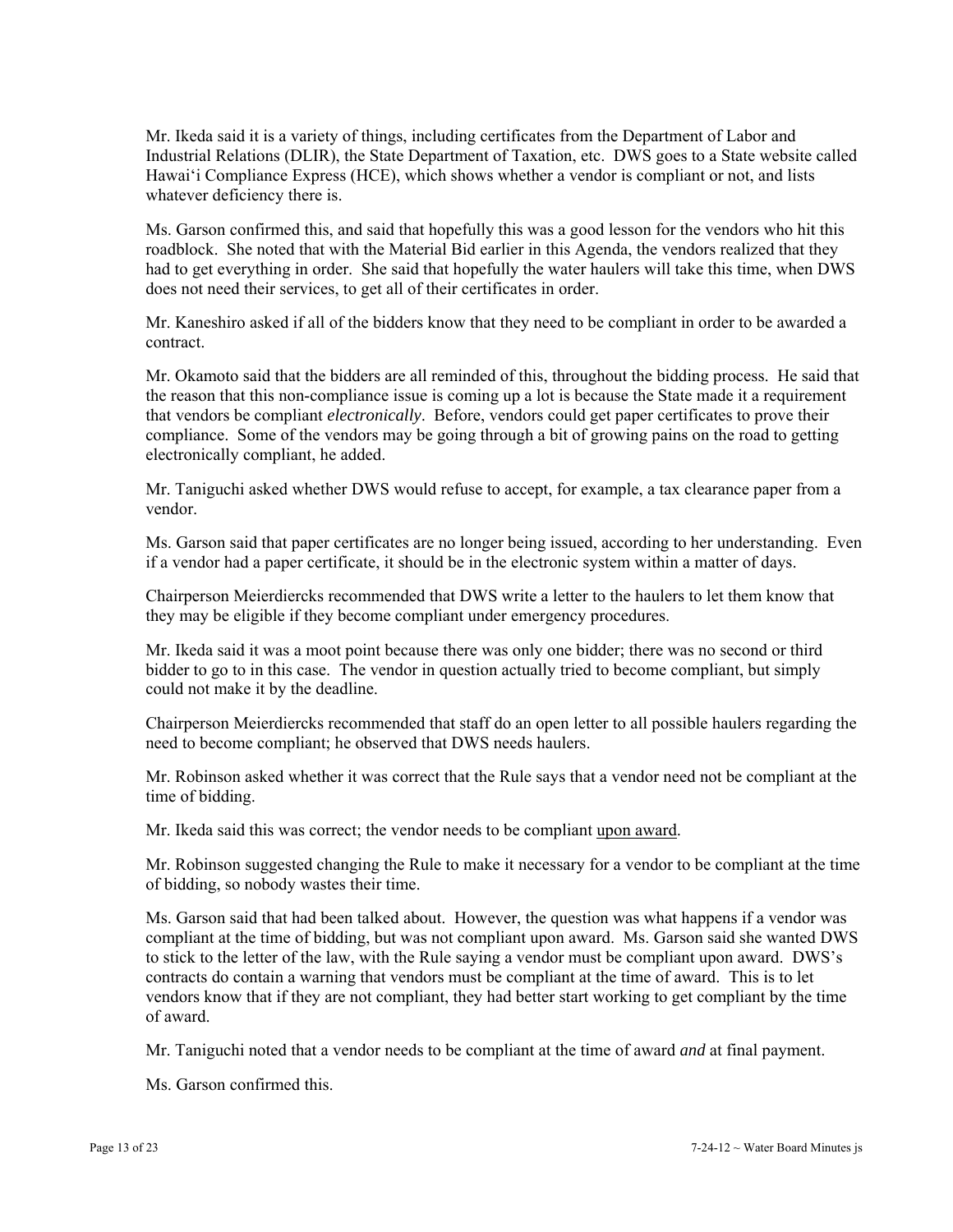Mr. Ikeda said it is a variety of things, including certificates from the Department of Labor and Industrial Relations (DLIR), the State Department of Taxation, etc. DWS goes to a State website called Hawai'i Compliance Express (HCE), which shows whether a vendor is compliant or not, and lists whatever deficiency there is.

Ms. Garson confirmed this, and said that hopefully this was a good lesson for the vendors who hit this roadblock. She noted that with the Material Bid earlier in this Agenda, the vendors realized that they had to get everything in order. She said that hopefully the water haulers will take this time, when DWS does not need their services, to get all of their certificates in order.

Mr. Kaneshiro asked if all of the bidders know that they need to be compliant in order to be awarded a contract.

Mr. Okamoto said that the bidders are all reminded of this, throughout the bidding process. He said that the reason that this non-compliance issue is coming up a lot is because the State made it a requirement that vendors be compliant *electronically*. Before, vendors could get paper certificates to prove their compliance. Some of the vendors may be going through a bit of growing pains on the road to getting electronically compliant, he added.

Mr. Taniguchi asked whether DWS would refuse to accept, for example, a tax clearance paper from a vendor.

Ms. Garson said that paper certificates are no longer being issued, according to her understanding. Even if a vendor had a paper certificate, it should be in the electronic system within a matter of days.

Chairperson Meierdiercks recommended that DWS write a letter to the haulers to let them know that they may be eligible if they become compliant under emergency procedures.

Mr. Ikeda said it was a moot point because there was only one bidder; there was no second or third bidder to go to in this case. The vendor in question actually tried to become compliant, but simply could not make it by the deadline.

Chairperson Meierdiercks recommended that staff do an open letter to all possible haulers regarding the need to become compliant; he observed that DWS needs haulers.

Mr. Robinson asked whether it was correct that the Rule says that a vendor need not be compliant at the time of bidding.

Mr. Ikeda said this was correct; the vendor needs to be compliant upon award.

Mr. Robinson suggested changing the Rule to make it necessary for a vendor to be compliant at the time of bidding, so nobody wastes their time.

Ms. Garson said that had been talked about. However, the question was what happens if a vendor was compliant at the time of bidding, but was not compliant upon award. Ms. Garson said she wanted DWS to stick to the letter of the law, with the Rule saying a vendor must be compliant upon award. DWS's contracts do contain a warning that vendors must be compliant at the time of award. This is to let vendors know that if they are not compliant, they had better start working to get compliant by the time of award.

Mr. Taniguchi noted that a vendor needs to be compliant at the time of award *and* at final payment.

Ms. Garson confirmed this.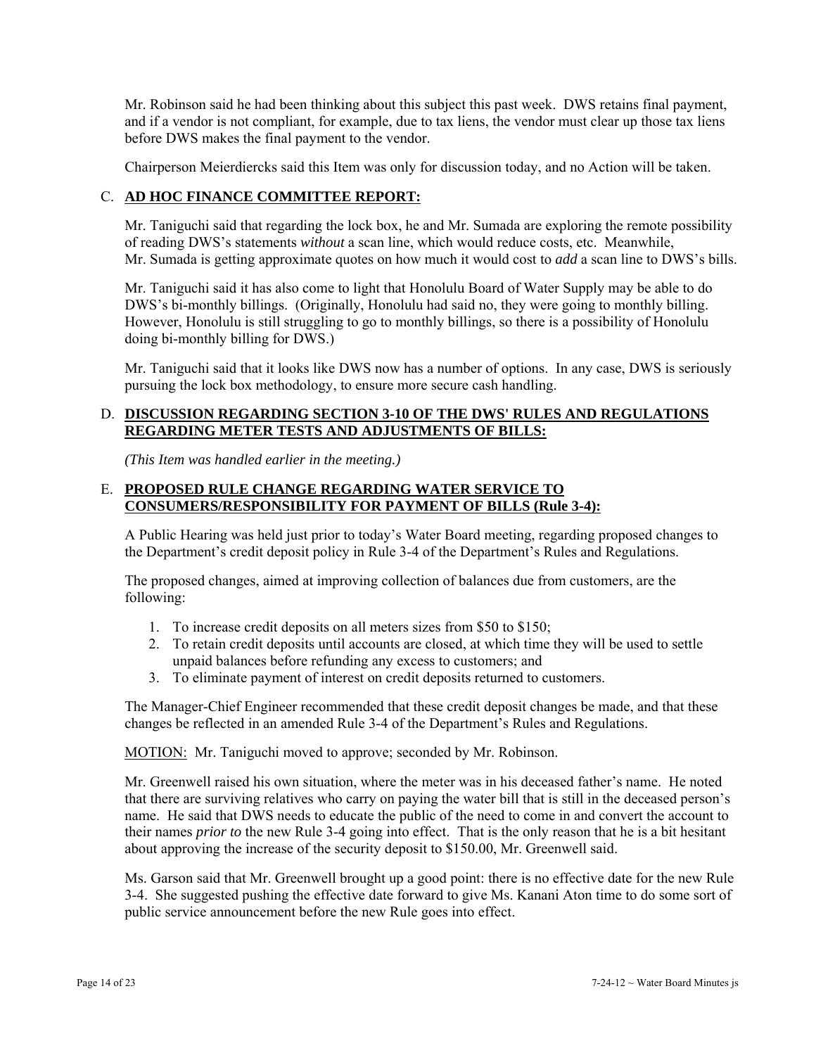Mr. Robinson said he had been thinking about this subject this past week. DWS retains final payment, and if a vendor is not compliant, for example, due to tax liens, the vendor must clear up those tax liens before DWS makes the final payment to the vendor.

Chairperson Meierdiercks said this Item was only for discussion today, and no Action will be taken.

C. **AD HOC FINANCE COMMITTEE REPORT:**

Mr. Taniguchi said that regarding the lock box, he and Mr. Sumada are exploring the remote possibility of reading DWS's statements *without* a scan line, which would reduce costs, etc. Meanwhile, Mr. Sumada is getting approximate quotes on how much it would cost to *add* a scan line to DWS's bills.

Mr. Taniguchi said it has also come to light that Honolulu Board of Water Supply may be able to do DWS's bi-monthly billings. (Originally, Honolulu had said no, they were going to monthly billing. However, Honolulu is still struggling to go to monthly billings, so there is a possibility of Honolulu doing bi-monthly billing for DWS.)

Mr. Taniguchi said that it looks like DWS now has a number of options. In any case, DWS is seriously pursuing the lock box methodology, to ensure more secure cash handling.

D. **DISCUSSION REGARDING SECTION 3-10 OF THE DWS' RULES AND REGULATIONS REGARDING METER TESTS AND ADJUSTMENTS OF BILLS:**

*(This Item was handled earlier in the meeting.)*

E. **PROPOSED RULE CHANGE REGARDING WATER SERVICE TO CONSUMERS/RESPONSIBILITY FOR PAYMENT OF BILLS (Rule 3-4):**

A Public Hearing was held just prior to today's Water Board meeting, regarding proposed changes to the Department's credit deposit policy in Rule 3-4 of the Department's Rules and Regulations.

The proposed changes, aimed at improving collection of balances due from customers, are the following:

1. To increase credit deposits on all meters sizes from $50 to $150;
2. To retain credit deposits until accounts are closed, at which time they will be used to settle unpaid balances before refunding any excess to customers; and
3. To eliminate payment of interest on credit deposits returned to customers.

The Manager-Chief Engineer recommended that these credit deposit changes be made, and that these changes be reflected in an amended Rule 3-4 of the Department's Rules and Regulations.

<u>MOTION:</u> Mr. Taniguchi moved to approve; seconded by Mr. Robinson.

Mr. Greenwell raised his own situation, where the meter was in his deceased father's name. He noted that there are surviving relatives who carry on paying the water bill that is still in the deceased person's name. He said that DWS needs to educate the public of the need to come in and convert the account to their names *prior to* the new Rule 3-4 going into effect. That is the only reason that he is a bit hesitant about approving the increase of the security deposit to $150.00, Mr. Greenwell said.

Ms. Garson said that Mr. Greenwell brought up a good point: there is no effective date for the new Rule 3-4. She suggested pushing the effective date forward to give Ms. Kanani Aton time to do some sort of public service announcement before the new Rule goes into effect.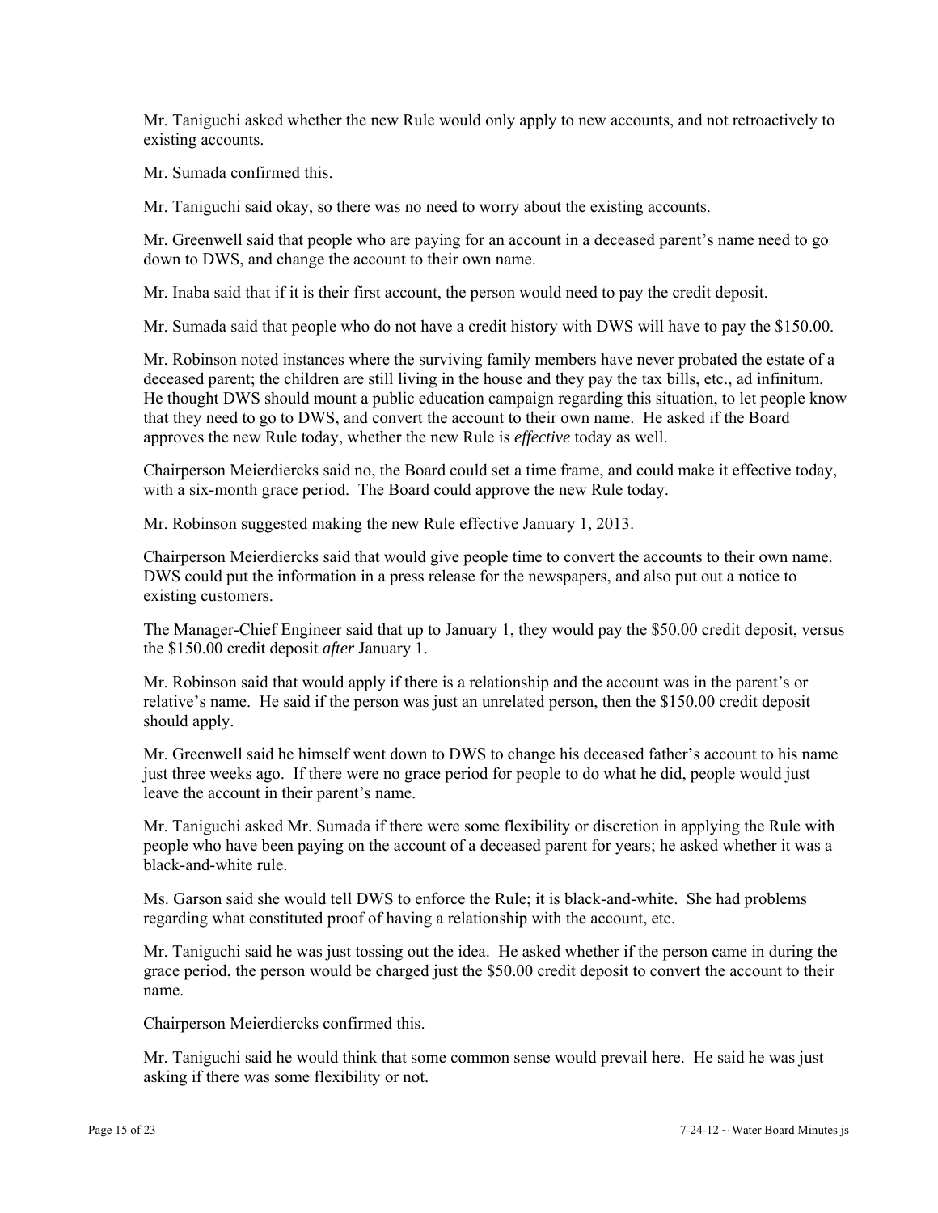Mr. Taniguchi asked whether the new Rule would only apply to new accounts, and not retroactively to existing accounts.

Mr. Sumada confirmed this.

Mr. Taniguchi said okay, so there was no need to worry about the existing accounts.

Mr. Greenwell said that people who are paying for an account in a deceased parent's name need to go down to DWS, and change the account to their own name.

Mr. Inaba said that if it is their first account, the person would need to pay the credit deposit.

Mr. Sumada said that people who do not have a credit history with DWS will have to pay the $150.00.

Mr. Robinson noted instances where the surviving family members have never probated the estate of a deceased parent; the children are still living in the house and they pay the tax bills, etc., ad infinitum. He thought DWS should mount a public education campaign regarding this situation, to let people know that they need to go to DWS, and convert the account to their own name. He asked if the Board approves the new Rule today, whether the new Rule is *effective* today as well.

Chairperson Meierdiercks said no, the Board could set a time frame, and could make it effective today, with a six-month grace period. The Board could approve the new Rule today.

Mr. Robinson suggested making the new Rule effective January 1, 2013.

Chairperson Meierdiercks said that would give people time to convert the accounts to their own name. DWS could put the information in a press release for the newspapers, and also put out a notice to existing customers.

The Manager-Chief Engineer said that up to January 1, they would pay the $50.00 credit deposit, versus the $150.00 credit deposit *after* January 1.

Mr. Robinson said that would apply if there is a relationship and the account was in the parent's or relative's name. He said if the person was just an unrelated person, then the $150.00 credit deposit should apply.

Mr. Greenwell said he himself went down to DWS to change his deceased father's account to his name just three weeks ago. If there were no grace period for people to do what he did, people would just leave the account in their parent's name.

Mr. Taniguchi asked Mr. Sumada if there were some flexibility or discretion in applying the Rule with people who have been paying on the account of a deceased parent for years; he asked whether it was a black-and-white rule.

Ms. Garson said she would tell DWS to enforce the Rule; it is black-and-white. She had problems regarding what constituted proof of having a relationship with the account, etc.

Mr. Taniguchi said he was just tossing out the idea. He asked whether if the person came in during the grace period, the person would be charged just the $50.00 credit deposit to convert the account to their name.

Chairperson Meierdiercks confirmed this.

Mr. Taniguchi said he would think that some common sense would prevail here. He said he was just asking if there was some flexibility or not.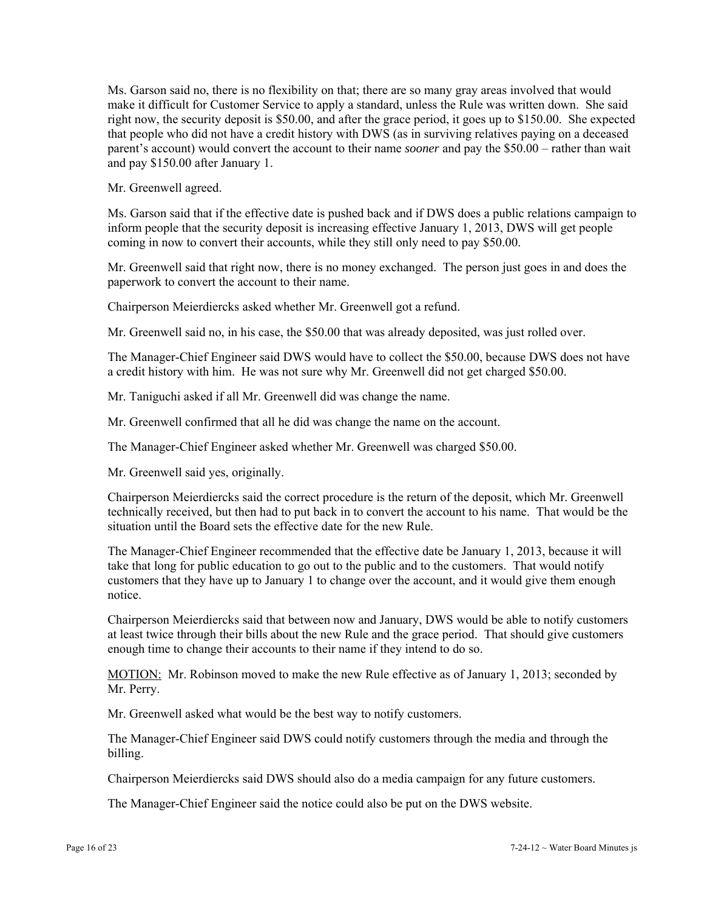Ms. Garson said no, there is no flexibility on that; there are so many gray areas involved that would make it difficult for Customer Service to apply a standard, unless the Rule was written down. She said right now, the security deposit is $50.00, and after the grace period, it goes up to $150.00. She expected that people who did not have a credit history with DWS (as in surviving relatives paying on a deceased parent's account) would convert the account to their name *sooner* and pay the $50.00 – rather than wait and pay $150.00 after January 1.

Mr. Greenwell agreed.

Ms. Garson said that if the effective date is pushed back and if DWS does a public relations campaign to inform people that the security deposit is increasing effective January 1, 2013, DWS will get people coming in now to convert their accounts, while they still only need to pay $50.00.

Mr. Greenwell said that right now, there is no money exchanged. The person just goes in and does the paperwork to convert the account to their name.

Chairperson Meierdiercks asked whether Mr. Greenwell got a refund.

Mr. Greenwell said no, in his case, the $50.00 that was already deposited, was just rolled over.

The Manager-Chief Engineer said DWS would have to collect the $50.00, because DWS does not have a credit history with him. He was not sure why Mr. Greenwell did not get charged $50.00.

Mr. Taniguchi asked if all Mr. Greenwell did was change the name.

Mr. Greenwell confirmed that all he did was change the name on the account.

The Manager-Chief Engineer asked whether Mr. Greenwell was charged $50.00.

Mr. Greenwell said yes, originally.

Chairperson Meierdiercks said the correct procedure is the return of the deposit, which Mr. Greenwell technically received, but then had to put back in to convert the account to his name. That would be the situation until the Board sets the effective date for the new Rule.

The Manager-Chief Engineer recommended that the effective date be January 1, 2013, because it will take that long for public education to go out to the public and to the customers. That would notify customers that they have up to January 1 to change over the account, and it would give them enough notice.

Chairperson Meierdiercks said that between now and January, DWS would be able to notify customers at least twice through their bills about the new Rule and the grace period. That should give customers enough time to change their accounts to their name if they intend to do so.

<u>MOTION:</u> Mr. Robinson moved to make the new Rule effective as of January 1, 2013; seconded by Mr. Perry.

Mr. Greenwell asked what would be the best way to notify customers.

The Manager-Chief Engineer said DWS could notify customers through the media and through the billing.

Chairperson Meierdiercks said DWS should also do a media campaign for any future customers.

The Manager-Chief Engineer said the notice could also be put on the DWS website.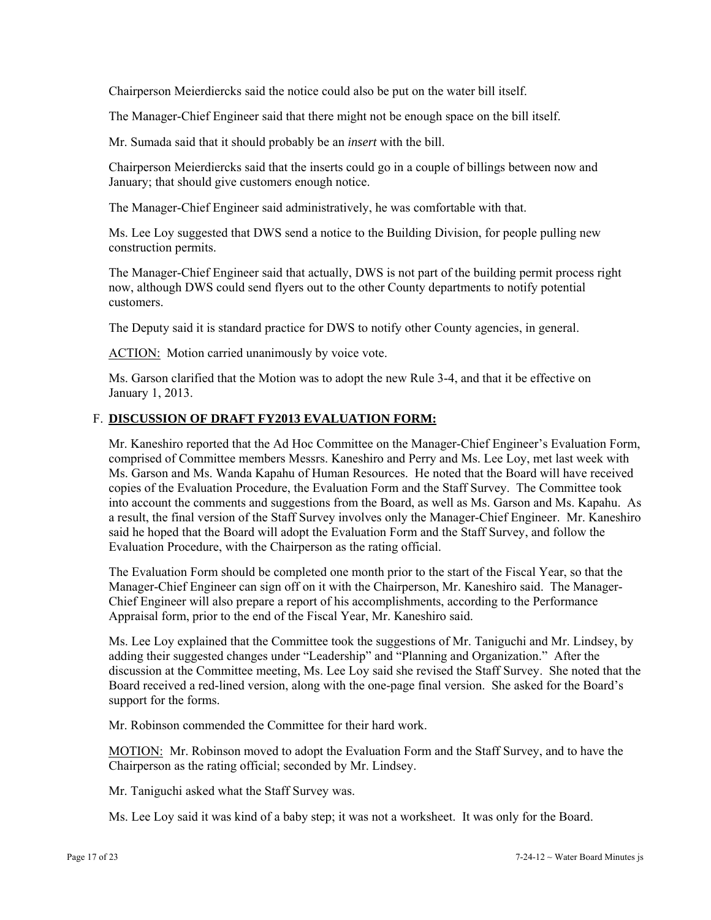Chairperson Meierdiercks said the notice could also be put on the water bill itself.

The Manager-Chief Engineer said that there might not be enough space on the bill itself.

Mr. Sumada said that it should probably be an *insert* with the bill.

Chairperson Meierdiercks said that the inserts could go in a couple of billings between now and January; that should give customers enough notice.

The Manager-Chief Engineer said administratively, he was comfortable with that.

Ms. Lee Loy suggested that DWS send a notice to the Building Division, for people pulling new construction permits.

The Manager-Chief Engineer said that actually, DWS is not part of the building permit process right now, although DWS could send flyers out to the other County departments to notify potential customers.

The Deputy said it is standard practice for DWS to notify other County agencies, in general.

ACTION: Motion carried unanimously by voice vote.

Ms. Garson clarified that the Motion was to adopt the new Rule 3-4, and that it be effective on January 1, 2013.

F. **DISCUSSION OF DRAFT FY2013 EVALUATION FORM:**

Mr. Kaneshiro reported that the Ad Hoc Committee on the Manager-Chief Engineer's Evaluation Form, comprised of Committee members Messrs. Kaneshiro and Perry and Ms. Lee Loy, met last week with Ms. Garson and Ms. Wanda Kapahu of Human Resources. He noted that the Board will have received copies of the Evaluation Procedure, the Evaluation Form and the Staff Survey. The Committee took into account the comments and suggestions from the Board, as well as Ms. Garson and Ms. Kapahu. As a result, the final version of the Staff Survey involves only the Manager-Chief Engineer. Mr. Kaneshiro said he hoped that the Board will adopt the Evaluation Form and the Staff Survey, and follow the Evaluation Procedure, with the Chairperson as the rating official.

The Evaluation Form should be completed one month prior to the start of the Fiscal Year, so that the Manager-Chief Engineer can sign off on it with the Chairperson, Mr. Kaneshiro said. The Manager-Chief Engineer will also prepare a report of his accomplishments, according to the Performance Appraisal form, prior to the end of the Fiscal Year, Mr. Kaneshiro said.

Ms. Lee Loy explained that the Committee took the suggestions of Mr. Taniguchi and Mr. Lindsey, by adding their suggested changes under "Leadership" and "Planning and Organization." After the discussion at the Committee meeting, Ms. Lee Loy said she revised the Staff Survey. She noted that the Board received a red-lined version, along with the one-page final version. She asked for the Board's support for the forms.

Mr. Robinson commended the Committee for their hard work.

MOTION: Mr. Robinson moved to adopt the Evaluation Form and the Staff Survey, and to have the Chairperson as the rating official; seconded by Mr. Lindsey.

Mr. Taniguchi asked what the Staff Survey was.

Ms. Lee Loy said it was kind of a baby step; it was not a worksheet. It was only for the Board.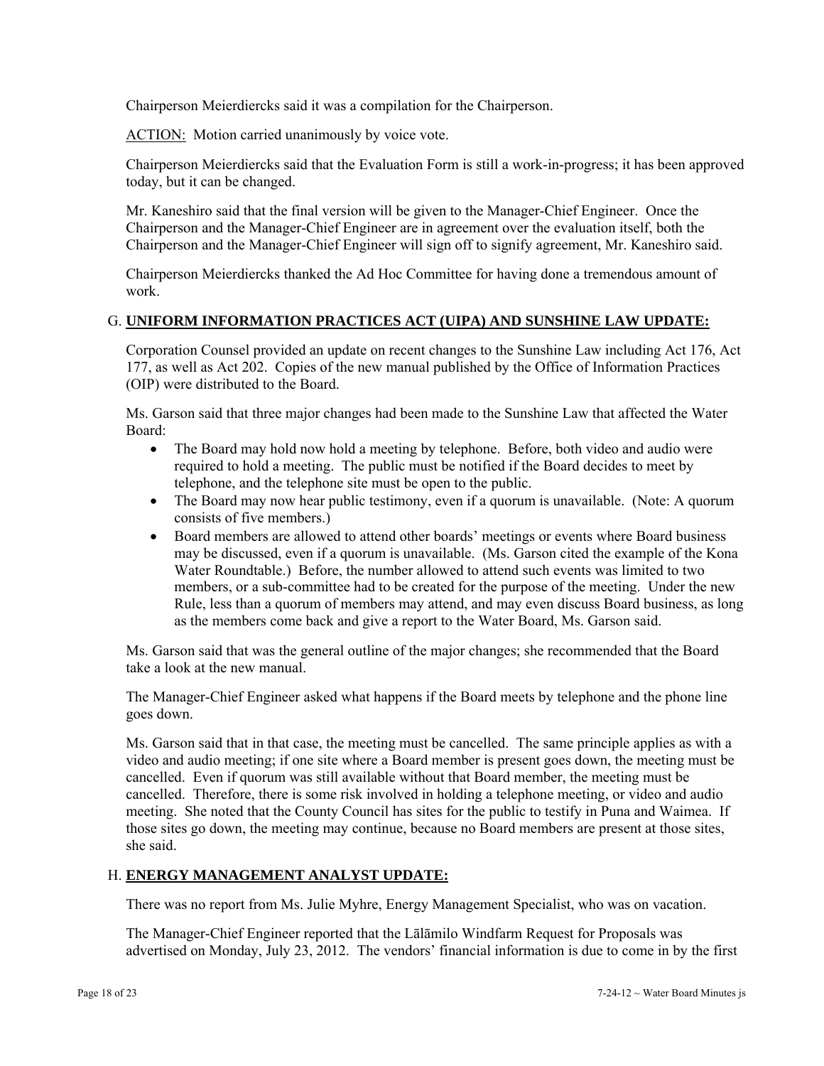Chairperson Meierdiercks said it was a compilation for the Chairperson.

<u>ACTION</u>: Motion carried unanimously by voice vote.

Chairperson Meierdiercks said that the Evaluation Form is still a work-in-progress; it has been approved today, but it can be changed.

Mr. Kaneshiro said that the final version will be given to the Manager-Chief Engineer. Once the Chairperson and the Manager-Chief Engineer are in agreement over the evaluation itself, both the Chairperson and the Manager-Chief Engineer will sign off to signify agreement, Mr. Kaneshiro said.

Chairperson Meierdiercks thanked the Ad Hoc Committee for having done a tremendous amount of work.

## G. UNIFORM INFORMATION PRACTICES ACT (UIPA) AND SUNSHINE LAW UPDATE:

Corporation Counsel provided an update on recent changes to the Sunshine Law including Act 176, Act 177, as well as Act 202. Copies of the new manual published by the Office of Information Practices (OIP) were distributed to the Board.

Ms. Garson said that three major changes had been made to the Sunshine Law that affected the Water Board:

- The Board may hold now hold a meeting by telephone. Before, both video and audio were required to hold a meeting. The public must be notified if the Board decides to meet by telephone, and the telephone site must be open to the public.
- The Board may now hear public testimony, even if a quorum is unavailable. (Note: A quorum consists of five members.)
- Board members are allowed to attend other boards' meetings or events where Board business may be discussed, even if a quorum is unavailable. (Ms. Garson cited the example of the Kona Water Roundtable.) Before, the number allowed to attend such events was limited to two members, or a sub-committee had to be created for the purpose of the meeting. Under the new Rule, less than a quorum of members may attend, and may even discuss Board business, as long as the members come back and give a report to the Water Board, Ms. Garson said.

Ms. Garson said that was the general outline of the major changes; she recommended that the Board take a look at the new manual.

The Manager-Chief Engineer asked what happens if the Board meets by telephone and the phone line goes down.

Ms. Garson said that in that case, the meeting must be cancelled. The same principle applies as with a video and audio meeting; if one site where a Board member is present goes down, the meeting must be cancelled. Even if quorum was still available without that Board member, the meeting must be cancelled. Therefore, there is some risk involved in holding a telephone meeting, or video and audio meeting. She noted that the County Council has sites for the public to testify in Puna and Waimea. If those sites go down, the meeting may continue, because no Board members are present at those sites, she said.

## H. ENERGY MANAGEMENT ANALYST UPDATE:

There was no report from Ms. Julie Myhre, Energy Management Specialist, who was on vacation.

The Manager-Chief Engineer reported that the Lālāmilo Windfarm Request for Proposals was advertised on Monday, July 23, 2012. The vendors' financial information is due to come in by the first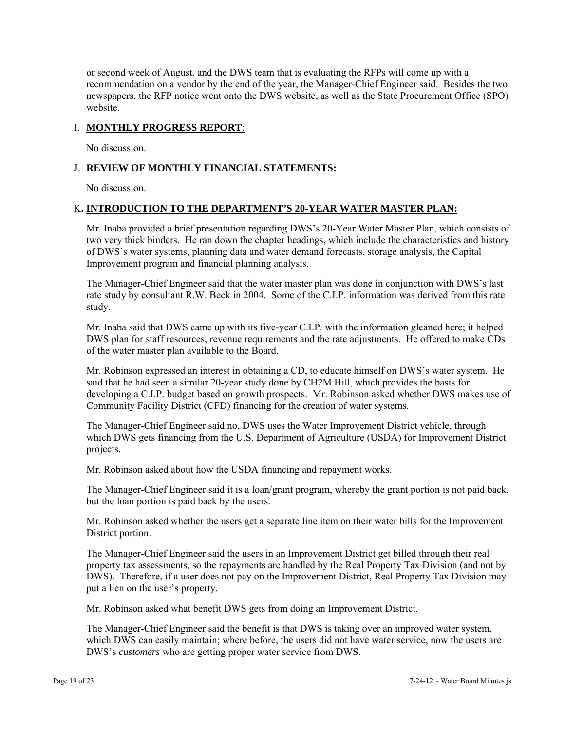or second week of August, and the DWS team that is evaluating the RFPs will come up with a recommendation on a vendor by the end of the year, the Manager-Chief Engineer said. Besides the two newspapers, the RFP notice went onto the DWS website, as well as the State Procurement Office (SPO) website.

## I. **MONTHLY PROGRESS REPORT**:

No discussion.

## J. **REVIEW OF MONTHLY FINANCIAL STATEMENTS:**

No discussion.

## K**. INTRODUCTION TO THE DEPARTMENT'S 20-YEAR WATER MASTER PLAN:**

Mr. Inaba provided a brief presentation regarding DWS's 20-Year Water Master Plan, which consists of two very thick binders. He ran down the chapter headings, which include the characteristics and history of DWS's water systems, planning data and water demand forecasts, storage analysis, the Capital Improvement program and financial planning analysis.

The Manager-Chief Engineer said that the water master plan was done in conjunction with DWS's last rate study by consultant R.W. Beck in 2004. Some of the C.I.P. information was derived from this rate study.

Mr. Inaba said that DWS came up with its five-year C.I.P. with the information gleaned here; it helped DWS plan for staff resources, revenue requirements and the rate adjustments. He offered to make CDs of the water master plan available to the Board.

Mr. Robinson expressed an interest in obtaining a CD, to educate himself on DWS's water system. He said that he had seen a similar 20-year study done by CH2M Hill, which provides the basis for developing a C.I.P. budget based on growth prospects. Mr. Robinson asked whether DWS makes use of Community Facility District (CFD) financing for the creation of water systems.

The Manager-Chief Engineer said no, DWS uses the Water Improvement District vehicle, through which DWS gets financing from the U.S. Department of Agriculture (USDA) for Improvement District projects.

Mr. Robinson asked about how the USDA financing and repayment works.

The Manager-Chief Engineer said it is a loan/grant program, whereby the grant portion is not paid back, but the loan portion is paid back by the users.

Mr. Robinson asked whether the users get a separate line item on their water bills for the Improvement District portion.

The Manager-Chief Engineer said the users in an Improvement District get billed through their real property tax assessments, so the repayments are handled by the Real Property Tax Division (and not by DWS). Therefore, if a user does not pay on the Improvement District, Real Property Tax Division may put a lien on the user's property.

Mr. Robinson asked what benefit DWS gets from doing an Improvement District.

The Manager-Chief Engineer said the benefit is that DWS is taking over an improved water system, which DWS can easily maintain; where before, the users did not have water service, now the users are DWS's *customers* who are getting proper water service from DWS.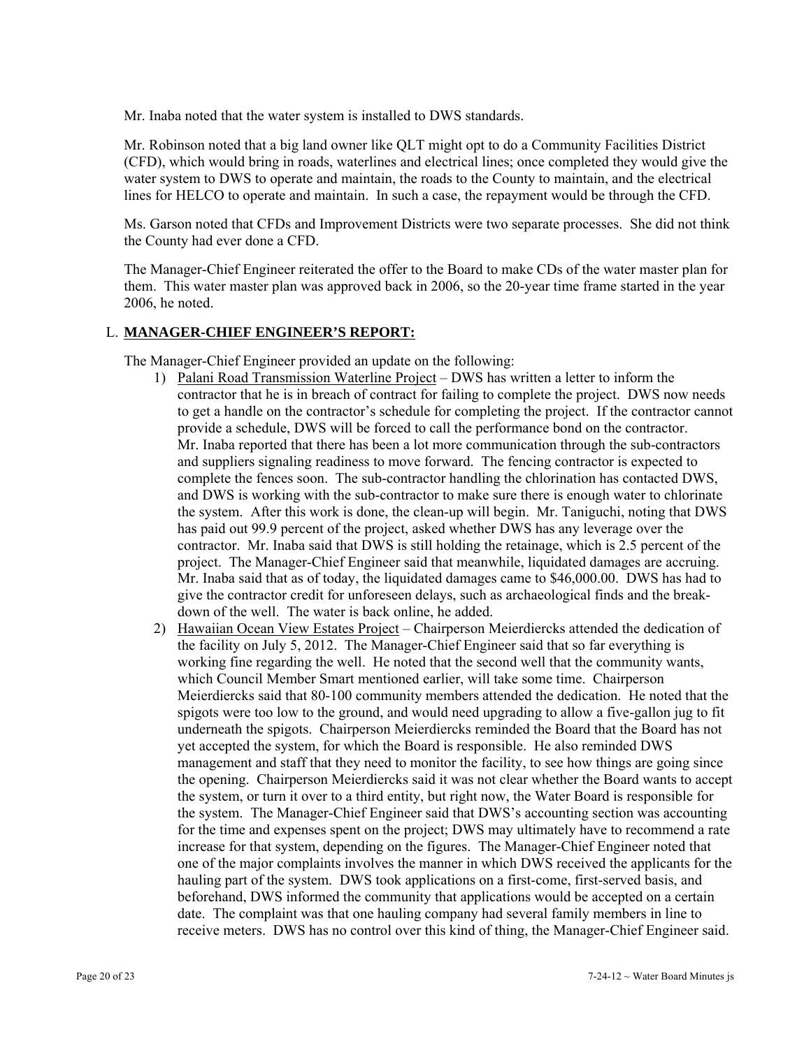Mr. Inaba noted that the water system is installed to DWS standards.

Mr. Robinson noted that a big land owner like QLT might opt to do a Community Facilities District (CFD), which would bring in roads, waterlines and electrical lines; once completed they would give the water system to DWS to operate and maintain, the roads to the County to maintain, and the electrical lines for HELCO to operate and maintain. In such a case, the repayment would be through the CFD.

Ms. Garson noted that CFDs and Improvement Districts were two separate processes. She did not think the County had ever done a CFD.

The Manager-Chief Engineer reiterated the offer to the Board to make CDs of the water master plan for them. This water master plan was approved back in 2006, so the 20-year time frame started in the year 2006, he noted.

## L. **MANAGER-CHIEF ENGINEER'S REPORT:**

The Manager-Chief Engineer provided an update on the following:

1) Palani Road Transmission Waterline Project – DWS has written a letter to inform the contractor that he is in breach of contract for failing to complete the project. DWS now needs to get a handle on the contractor's schedule for completing the project. If the contractor cannot provide a schedule, DWS will be forced to call the performance bond on the contractor. Mr. Inaba reported that there has been a lot more communication through the sub-contractors and suppliers signaling readiness to move forward. The fencing contractor is expected to complete the fences soon. The sub-contractor handling the chlorination has contacted DWS, and DWS is working with the sub-contractor to make sure there is enough water to chlorinate the system. After this work is done, the clean-up will begin. Mr. Taniguchi, noting that DWS has paid out 99.9 percent of the project, asked whether DWS has any leverage over the contractor. Mr. Inaba said that DWS is still holding the retainage, which is 2.5 percent of the project. The Manager-Chief Engineer said that meanwhile, liquidated damages are accruing. Mr. Inaba said that as of today, the liquidated damages came to $46,000.00. DWS has had to give the contractor credit for unforeseen delays, such as archaeological finds and the break-down of the well. The water is back online, he added.
2) Hawaiian Ocean View Estates Project – Chairperson Meierdiercks attended the dedication of the facility on July 5, 2012. The Manager-Chief Engineer said that so far everything is working fine regarding the well. He noted that the second well that the community wants, which Council Member Smart mentioned earlier, will take some time. Chairperson Meierdiercks said that 80-100 community members attended the dedication. He noted that the spigots were too low to the ground, and would need upgrading to allow a five-gallon jug to fit underneath the spigots. Chairperson Meierdiercks reminded the Board that the Board has not yet accepted the system, for which the Board is responsible. He also reminded DWS management and staff that they need to monitor the facility, to see how things are going since the opening. Chairperson Meierdiercks said it was not clear whether the Board wants to accept the system, or turn it over to a third entity, but right now, the Water Board is responsible for the system. The Manager-Chief Engineer said that DWS's accounting section was accounting for the time and expenses spent on the project; DWS may ultimately have to recommend a rate increase for that system, depending on the figures. The Manager-Chief Engineer noted that one of the major complaints involves the manner in which DWS received the applicants for the hauling part of the system. DWS took applications on a first-come, first-served basis, and beforehand, DWS informed the community that applications would be accepted on a certain date. The complaint was that one hauling company had several family members in line to receive meters. DWS has no control over this kind of thing, the Manager-Chief Engineer said.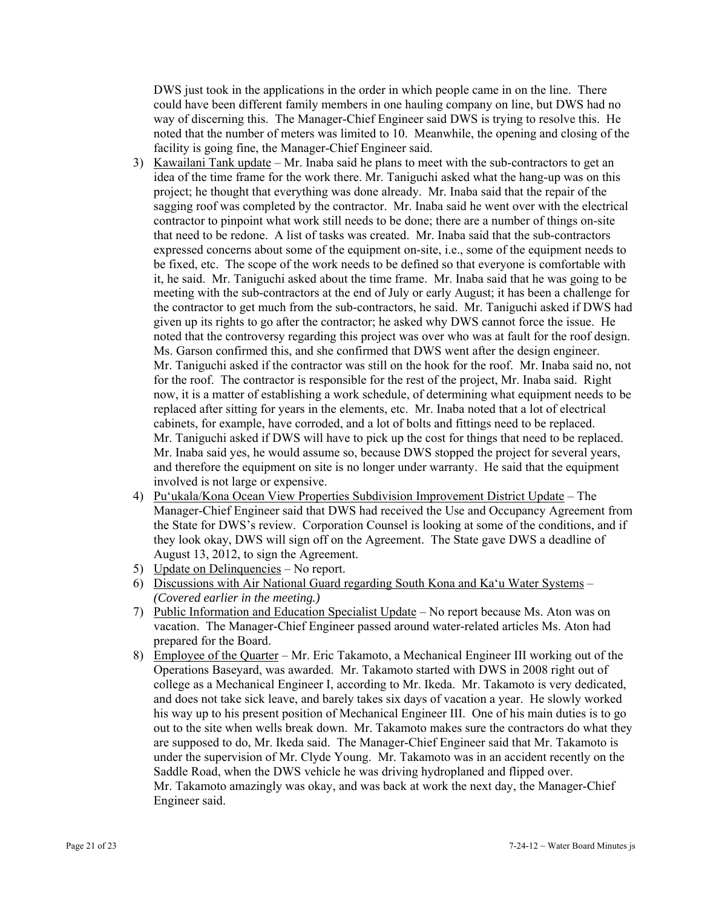DWS just took in the applications in the order in which people came in on the line. There could have been different family members in one hauling company on line, but DWS had no way of discerning this. The Manager-Chief Engineer said DWS is trying to resolve this. He noted that the number of meters was limited to 10. Meanwhile, the opening and closing of the facility is going fine, the Manager-Chief Engineer said.

3) Kawailani Tank update – Mr. Inaba said he plans to meet with the sub-contractors to get an idea of the time frame for the work there. Mr. Taniguchi asked what the hang-up was on this project; he thought that everything was done already. Mr. Inaba said that the repair of the sagging roof was completed by the contractor. Mr. Inaba said he went over with the electrical contractor to pinpoint what work still needs to be done; there are a number of things on-site that need to be redone. A list of tasks was created. Mr. Inaba said that the sub-contractors expressed concerns about some of the equipment on-site, i.e., some of the equipment needs to be fixed, etc. The scope of the work needs to be defined so that everyone is comfortable with it, he said. Mr. Taniguchi asked about the time frame. Mr. Inaba said that he was going to be meeting with the sub-contractors at the end of July or early August; it has been a challenge for the contractor to get much from the sub-contractors, he said. Mr. Taniguchi asked if DWS had given up its rights to go after the contractor; he asked why DWS cannot force the issue. He noted that the controversy regarding this project was over who was at fault for the roof design. Ms. Garson confirmed this, and she confirmed that DWS went after the design engineer. Mr. Taniguchi asked if the contractor was still on the hook for the roof. Mr. Inaba said no, not for the roof. The contractor is responsible for the rest of the project, Mr. Inaba said. Right now, it is a matter of establishing a work schedule, of determining what equipment needs to be replaced after sitting for years in the elements, etc. Mr. Inaba noted that a lot of electrical cabinets, for example, have corroded, and a lot of bolts and fittings need to be replaced. Mr. Taniguchi asked if DWS will have to pick up the cost for things that need to be replaced. Mr. Inaba said yes, he would assume so, because DWS stopped the project for several years, and therefore the equipment on site is no longer under warranty. He said that the equipment involved is not large or expensive.

4) Pu‘ukala/Kona Ocean View Properties Subdivision Improvement District Update – The Manager-Chief Engineer said that DWS had received the Use and Occupancy Agreement from the State for DWS's review. Corporation Counsel is looking at some of the conditions, and if they look okay, DWS will sign off on the Agreement. The State gave DWS a deadline of August 13, 2012, to sign the Agreement.

5) Update on Delinquencies – No report.

6) Discussions with Air National Guard regarding South Kona and Ka‘u Water Systems – *(Covered earlier in the meeting.)*

7) Public Information and Education Specialist Update – No report because Ms. Aton was on vacation. The Manager-Chief Engineer passed around water-related articles Ms. Aton had prepared for the Board.

8) Employee of the Quarter – Mr. Eric Takamoto, a Mechanical Engineer III working out of the Operations Baseyard, was awarded. Mr. Takamoto started with DWS in 2008 right out of college as a Mechanical Engineer I, according to Mr. Ikeda. Mr. Takamoto is very dedicated, and does not take sick leave, and barely takes six days of vacation a year. He slowly worked his way up to his present position of Mechanical Engineer III. One of his main duties is to go out to the site when wells break down. Mr. Takamoto makes sure the contractors do what they are supposed to do, Mr. Ikeda said. The Manager-Chief Engineer said that Mr. Takamoto is under the supervision of Mr. Clyde Young. Mr. Takamoto was in an accident recently on the Saddle Road, when the DWS vehicle he was driving hydroplaned and flipped over. Mr. Takamoto amazingly was okay, and was back at work the next day, the Manager-Chief Engineer said.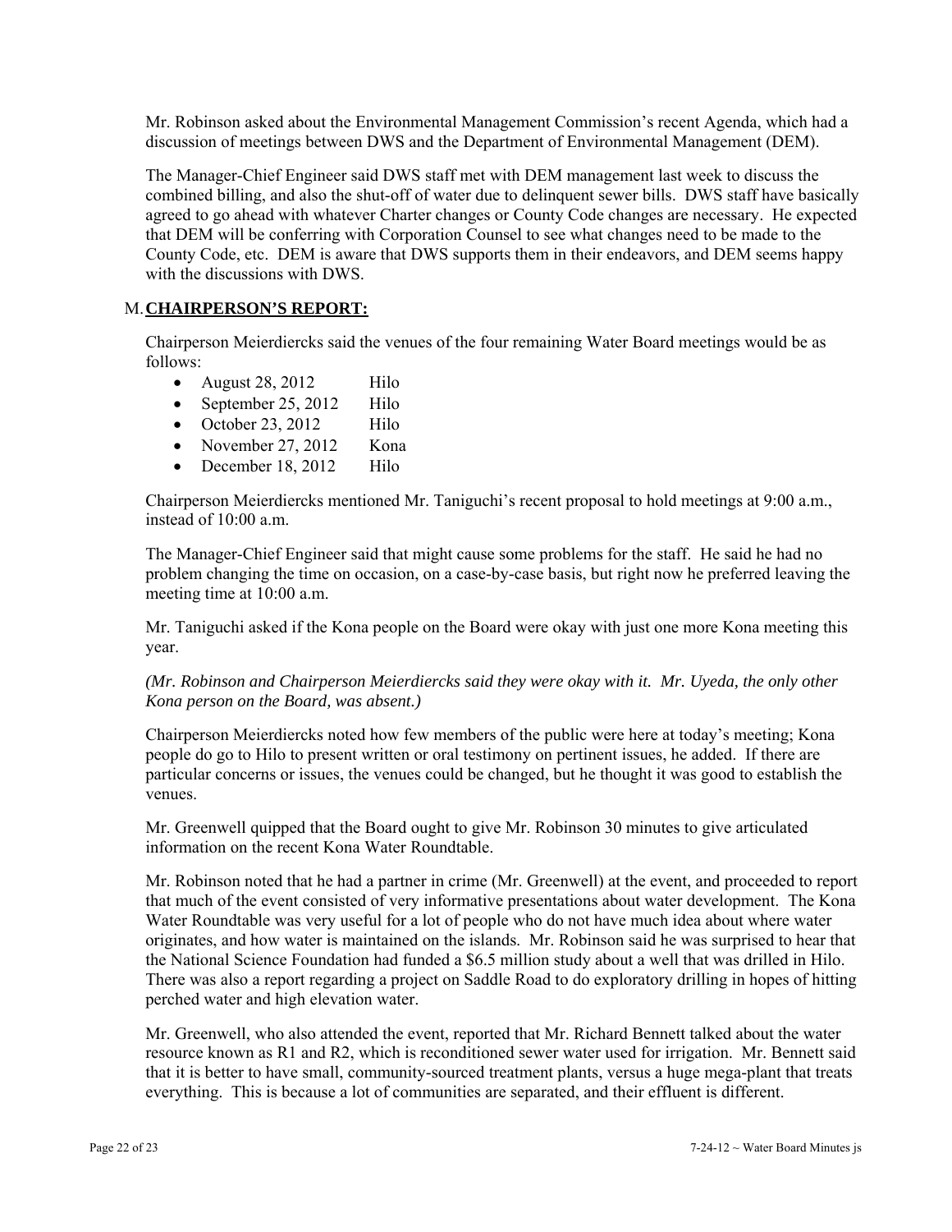Mr. Robinson asked about the Environmental Management Commission's recent Agenda, which had a discussion of meetings between DWS and the Department of Environmental Management (DEM).

The Manager-Chief Engineer said DWS staff met with DEM management last week to discuss the combined billing, and also the shut-off of water due to delinquent sewer bills. DWS staff have basically agreed to go ahead with whatever Charter changes or County Code changes are necessary. He expected that DEM will be conferring with Corporation Counsel to see what changes need to be made to the County Code, etc. DEM is aware that DWS supports them in their endeavors, and DEM seems happy with the discussions with DWS.

## M. CHAIRPERSON'S REPORT:

Chairperson Meierdiercks said the venues of the four remaining Water Board meetings would be as follows:

- August 28, 2012 Hilo
- September 25, 2012 Hilo
- October 23, 2012 Hilo
- November 27, 2012 Kona
- December 18, 2012 Hilo

Chairperson Meierdiercks mentioned Mr. Taniguchi's recent proposal to hold meetings at 9:00 a.m., instead of 10:00 a.m.

The Manager-Chief Engineer said that might cause some problems for the staff. He said he had no problem changing the time on occasion, on a case-by-case basis, but right now he preferred leaving the meeting time at 10:00 a.m.

Mr. Taniguchi asked if the Kona people on the Board were okay with just one more Kona meeting this year.

*(Mr. Robinson and Chairperson Meierdiercks said they were okay with it. Mr. Uyeda, the only other Kona person on the Board, was absent.)*

Chairperson Meierdiercks noted how few members of the public were here at today's meeting; Kona people do go to Hilo to present written or oral testimony on pertinent issues, he added. If there are particular concerns or issues, the venues could be changed, but he thought it was good to establish the venues.

Mr. Greenwell quipped that the Board ought to give Mr. Robinson 30 minutes to give articulated information on the recent Kona Water Roundtable.

Mr. Robinson noted that he had a partner in crime (Mr. Greenwell) at the event, and proceeded to report that much of the event consisted of very informative presentations about water development. The Kona Water Roundtable was very useful for a lot of people who do not have much idea about where water originates, and how water is maintained on the islands. Mr. Robinson said he was surprised to hear that the National Science Foundation had funded a $6.5 million study about a well that was drilled in Hilo. There was also a report regarding a project on Saddle Road to do exploratory drilling in hopes of hitting perched water and high elevation water.

Mr. Greenwell, who also attended the event, reported that Mr. Richard Bennett talked about the water resource known as R1 and R2, which is reconditioned sewer water used for irrigation. Mr. Bennett said that it is better to have small, community-sourced treatment plants, versus a huge mega-plant that treats everything. This is because a lot of communities are separated, and their effluent is different.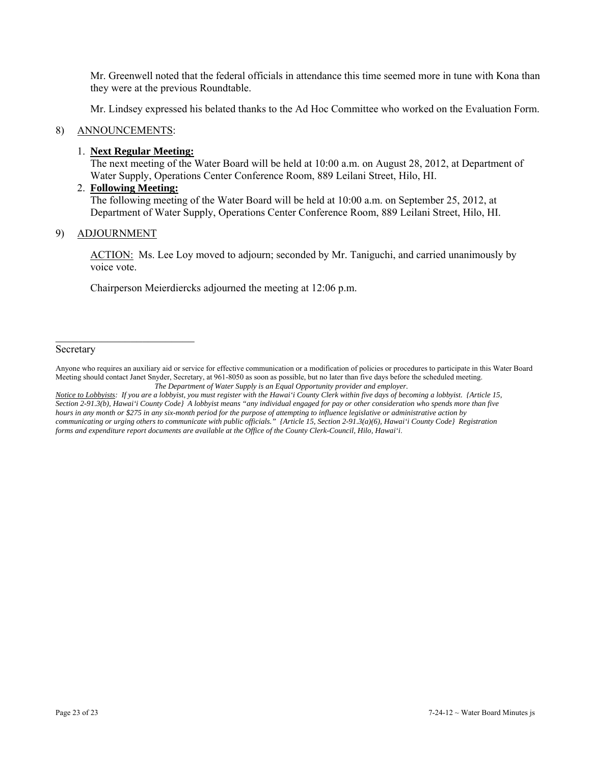Mr. Greenwell noted that the federal officials in attendance this time seemed more in tune with Kona than they were at the previous Roundtable.

Mr. Lindsey expressed his belated thanks to the Ad Hoc Committee who worked on the Evaluation Form.

8) ANNOUNCEMENTS:

1. **Next Regular Meeting:**
   The next meeting of the Water Board will be held at 10:00 a.m. on August 28, 2012, at Department of Water Supply, Operations Center Conference Room, 889 Leilani Street, Hilo, HI.
2. **Following Meeting:**
   The following meeting of the Water Board will be held at 10:00 a.m. on September 25, 2012, at Department of Water Supply, Operations Center Conference Room, 889 Leilani Street, Hilo, HI.

9) ADJOURNMENT

ACTION: Ms. Lee Loy moved to adjourn; seconded by Mr. Taniguchi, and carried unanimously by voice vote.

Chairperson Meierdiercks adjourned the meeting at 12:06 p.m.

___________________________
Secretary

Anyone who requires an auxiliary aid or service for effective communication or a modification of policies or procedures to participate in this Water Board Meeting should contact Janet Snyder, Secretary, at 961-8050 as soon as possible, but no later than five days before the scheduled meeting.

*The Department of Water Supply is an Equal Opportunity provider and employer.*

*Notice to Lobbyists: If you are a lobbyist, you must register with the Hawai'i County Clerk within five days of becoming a lobbyist. {Article 15, Section 2-91.3(b), Hawai'i County Code} A lobbyist means "any individual engaged for pay or other consideration who spends more than five hours in any month or $275 in any six-month period for the purpose of attempting to influence legislative or administrative action by communicating or urging others to communicate with public officials." {Article 15, Section 2-91.3(a)(6), Hawai'i County Code} Registration forms and expenditure report documents are available at the Office of the County Clerk-Council, Hilo, Hawai'i.*